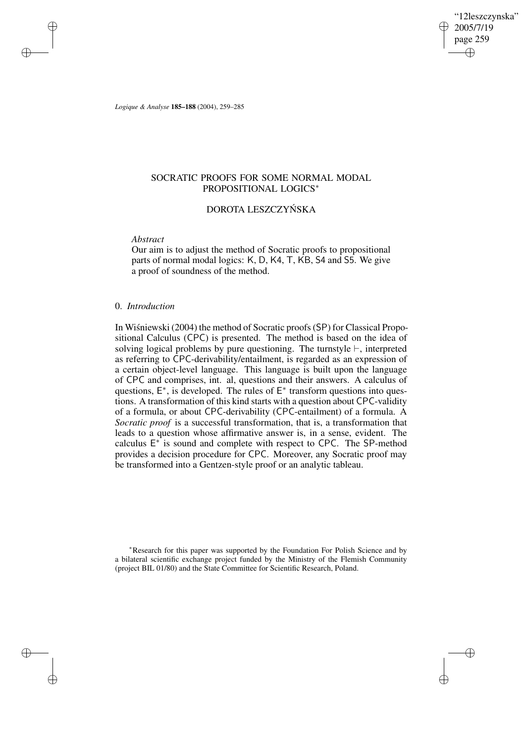# SOCRATIC PROOFS FOR SOME NORMAL MODAL PROPOSITIONAL LOGICS*

DOROTA LESZCZYŃSKA

*Abstract*

Our aim is to adjust the method of Socratic proofs to propositional parts of normal modal logics: K, D, K4, T, KB, S4 and S5. We give a proof of soundness of the method.

## 0. *Introduction*

In Wiśniewski (2004) the method of Socratic proofs (SP) for Classical Propositional Calculus (CPC) is presented. The method is based on the idea of solving logical problems by pure questioning. The turnstyle $\vdash$, interpreted as referring to CPC-derivability/entailment, is regarded as an expression of a certain object-level language. This language is built upon the language of CPC and comprises, int. al, questions and their answers. A calculus of questions, $\mathsf{E}^*$, is developed. The rules of $\mathsf{E}^*$ transform questions into questions. A transformation of this kind starts with a question about CPC-validity of a formula, or about CPC-derivability (CPC-entailment) of a formula. A *Socratic proof* is a successful transformation, that is, a transformation that leads to a question whose affirmative answer is, in a sense, evident. The calculus $\mathsf{E}^*$ is sound and complete with respect to CPC. The SP-method provides a decision procedure for CPC. Moreover, any Socratic proof may be transformed into a Gentzen-style proof or an analytic tableau.

*Research for this paper was supported by the Foundation For Polish Science and by a bilateral scientific exchange project funded by the Ministry of the Flemish Community (project BIL 01/80) and the State Committee for Scientific Research, Poland.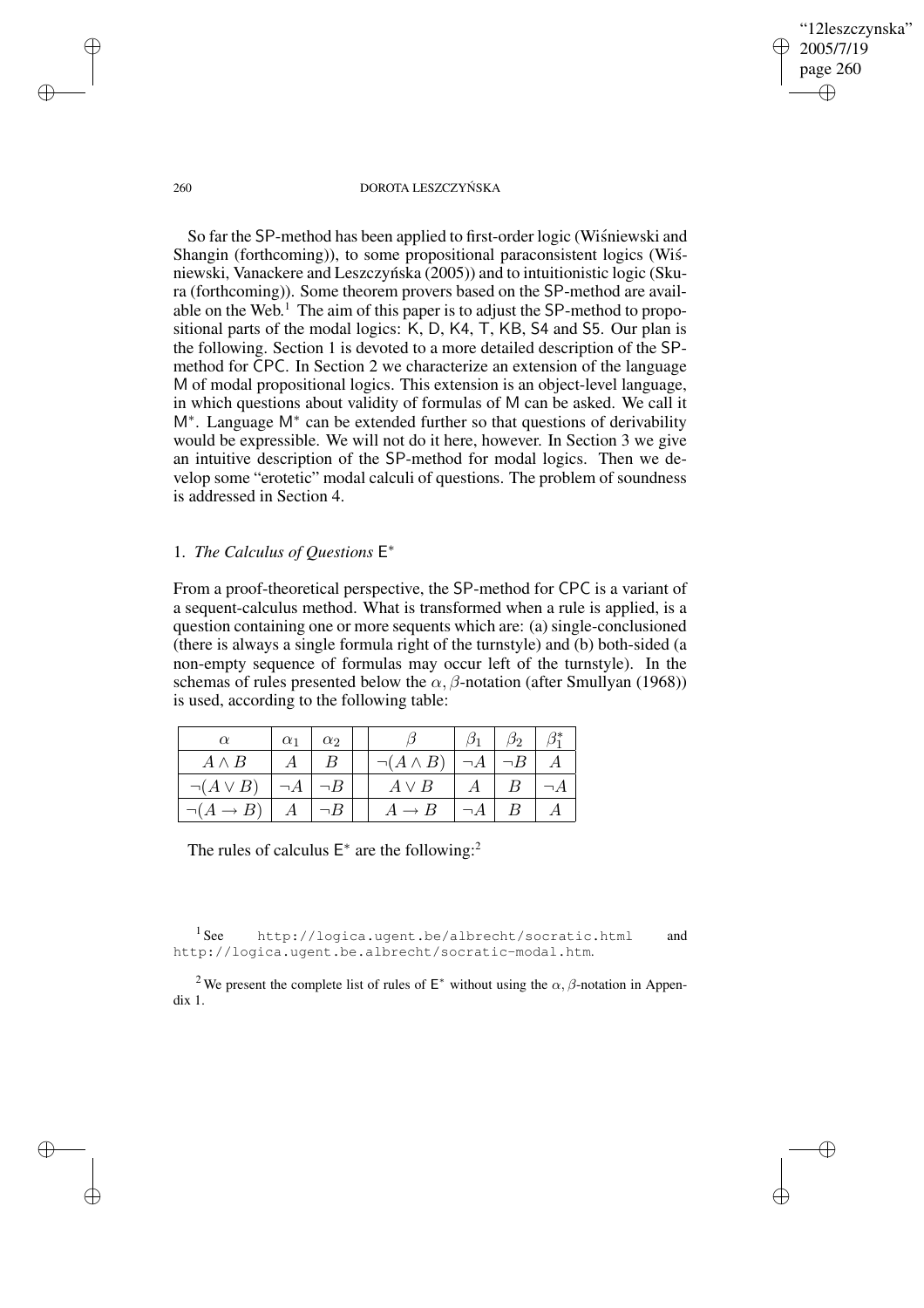So far the SP-method has been applied to first-order logic (Wiśniewski and Shangin (forthcoming)), to some propositional paraconsistent logics (Wiśniewski, Vanackere and Leszczyńska (2005)) and to intuitionistic logic (Skura (forthcoming)). Some theorem provers based on the SP-method are available on the Web.[1] The aim of this paper is to adjust the SP-method to propositional parts of the modal logics: K, D, K4, T, KB, S4 and S5. Our plan is the following. Section 1 is devoted to a more detailed description of the SP-method for CPC. In Section 2 we characterize an extension of the language M of modal propositional logics. This extension is an object-level language, in which questions about validity of formulas of M can be asked. We call it $\mathsf{M}^*$. Language $\mathsf{M}^*$ can be extended further so that questions of derivability would be expressible. We will not do it here, however. In Section 3 we give an intuitive description of the SP-method for modal logics. Then we develop some "erotetic" modal calculi of questions. The problem of soundness is addressed in Section 4.

## 1. *The Calculus of Questions* $\mathsf{E}^*$

From a proof-theoretical perspective, the SP-method for CPC is a variant of a sequent-calculus method. What is transformed when a rule is applied, is a question containing one or more sequents which are: (a) single-conclusioned (there is always a single formula right of the turnstyle) and (b) both-sided (a non-empty sequence of formulas may occur left of the turnstyle). In the schemas of rules presented below the $\alpha, \beta$-notation (after Smullyan (1968)) is used, according to the following table:

| $\alpha$ | $\alpha_1$ | $\alpha_2$ | | $\beta$ | $\beta_1$ | $\beta_2$ | $\beta_1^*$ |
|---|---|---|---|---|---|---|---|
| $A \wedge B$ | $A$ | $B$ | | $\neg(A \wedge B)$ | $\neg A$ | $\neg B$ | $A$ |
| $\neg(A \vee B)$ | $\neg A$ | $\neg B$ | | $A \vee B$ | $A$ | $B$ | $\neg A$ |
| $\neg(A \rightarrow B)$ | $A$ | $\neg B$ | | $A \rightarrow B$ | $\neg A$ | $B$ | $A$ |

The rules of calculus $\mathsf{E}^*$ are the following:[2]

[1] See http://logica.ugent.be/albrecht/socratic.html and http://logica.ugent.be.albrecht/socratic-modal.htm.

[2] We present the complete list of rules of $\mathsf{E}^*$ without using the $\alpha, \beta$-notation in Appendix 1.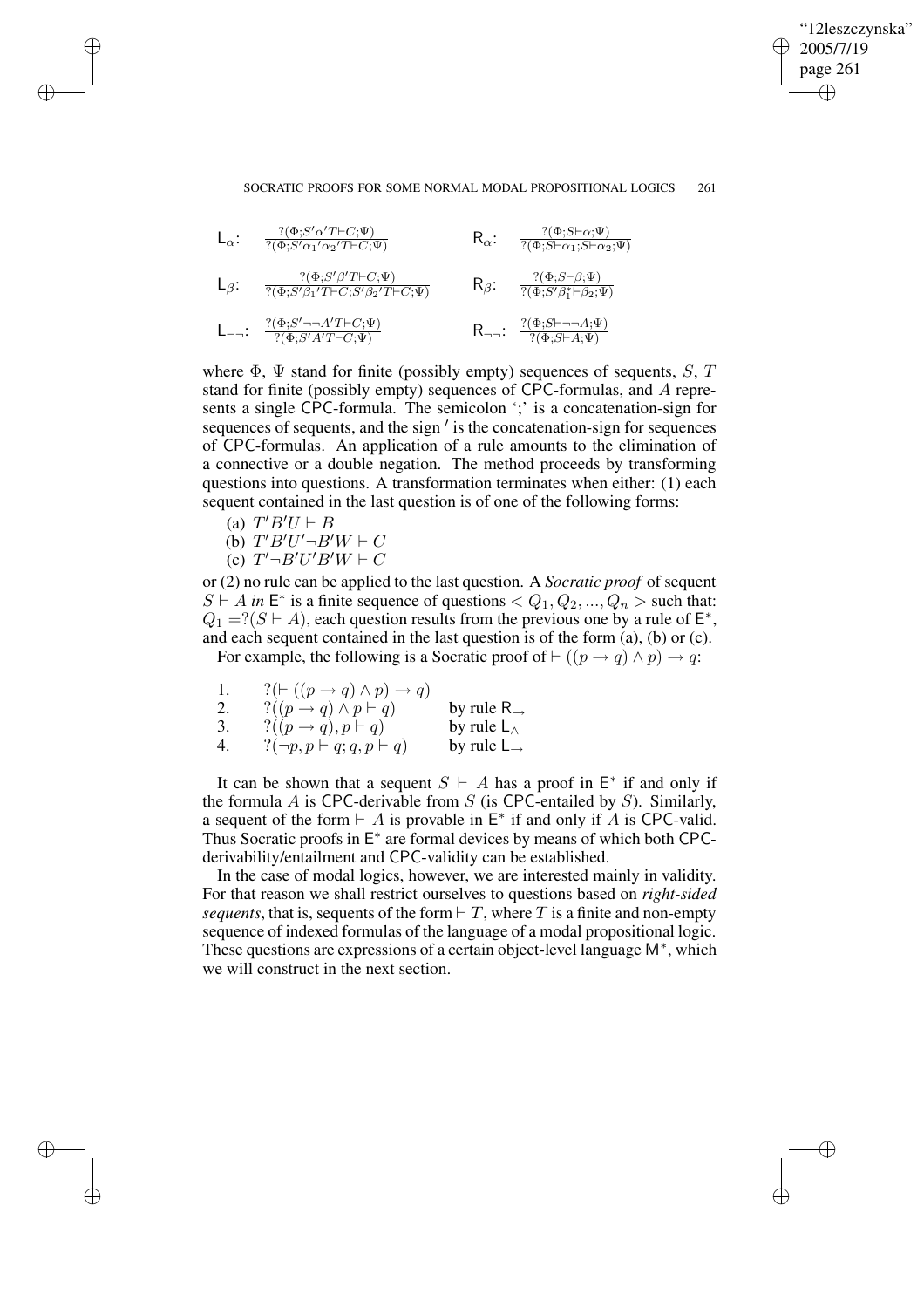$\mathsf{L}_\alpha$: $\dfrac{?(\Phi; S'\alpha'T \vdash C; \Psi)}{?(\Phi; S'\alpha_1{}'\alpha_2{}'T \vdash C; \Psi)}$ $\qquad$ $\mathsf{R}_\alpha$: $\dfrac{?(\Phi; S \vdash \alpha; \Psi)}{?(\Phi; S \vdash \alpha_1; S \vdash \alpha_2; \Psi)}$

$\mathsf{L}_\beta$: $\dfrac{?(\Phi; S'\beta'T \vdash C; \Psi)}{?(\Phi; S'\beta_1{}'T \vdash C; S'\beta_2{}'T \vdash C; \Psi)}$ $\qquad$ $\mathsf{R}_\beta$: $\dfrac{?(\Phi; S \vdash \beta; \Psi)}{?(\Phi; S'\beta_1^* \vdash \beta_2; \Psi)}$

$\mathsf{L}_{\neg\neg}$: $\dfrac{?(\Phi; S'\neg\neg A'T \vdash C; \Psi)}{?(\Phi; S'A'T \vdash C; \Psi)}$ $\qquad$ $\mathsf{R}_{\neg\neg}$: $\dfrac{?(\Phi; S \vdash \neg\neg A; \Psi)}{?(\Phi; S \vdash A; \Psi)}$

where $\Phi$, $\Psi$ stand for finite (possibly empty) sequences of sequents, $S$, $T$ stand for finite (possibly empty) sequences of CPC-formulas, and $A$ represents a single CPC-formula. The semicolon ';' is a concatenation-sign for sequences of sequents, and the sign $'$ is the concatenation-sign for sequences of CPC-formulas. An application of a rule amounts to the elimination of a connective or a double negation. The method proceeds by transforming questions into questions. A transformation terminates when either: (1) each sequent contained in the last question is of one of the following forms:

(a) $T'B'U \vdash B$
(b) $T'B'U'\neg B'W \vdash C$
(c) $T'\neg B'U'B'W \vdash C$

or (2) no rule can be applied to the last question. A *Socratic proof* of sequent $S \vdash A$ *in* $\mathsf{E}^*$ is a finite sequence of questions $< Q_1, Q_2, ..., Q_n >$ such that: $Q_1 = ?(S \vdash A)$, each question results from the previous one by a rule of $\mathsf{E}^*$, and each sequent contained in the last question is of the form (a), (b) or (c).

For example, the following is a Socratic proof of $\vdash ((p \to q) \wedge p) \to q$:

| | | |
|---|---|---|
| 1. | $?(\vdash ((p \to q) \wedge p) \to q)$ | |
| 2. | $?((p \to q) \wedge p \vdash q)$ | by rule $\mathsf{R}_\to$ |
| 3. | $?((p \to q), p \vdash q)$ | by rule $\mathsf{L}_\wedge$ |
| 4. | $?(\neg p, p \vdash q; q, p \vdash q)$ | by rule $\mathsf{L}_\to$ |

It can be shown that a sequent $S \vdash A$ has a proof in $\mathsf{E}^*$ if and only if the formula $A$ is CPC-derivable from $S$ (is CPC-entailed by $S$). Similarly, a sequent of the form $\vdash A$ is provable in $\mathsf{E}^*$ if and only if $A$ is CPC-valid. Thus Socratic proofs in $\mathsf{E}^*$ are formal devices by means of which both CPC-derivability/entailment and CPC-validity can be established.

In the case of modal logics, however, we are interested mainly in validity. For that reason we shall restrict ourselves to questions based on *right-sided sequents*, that is, sequents of the form $\vdash T$, where $T$ is a finite and non-empty sequence of indexed formulas of the language of a modal propositional logic. These questions are expressions of a certain object-level language $\mathsf{M}^*$, which we will construct in the next section.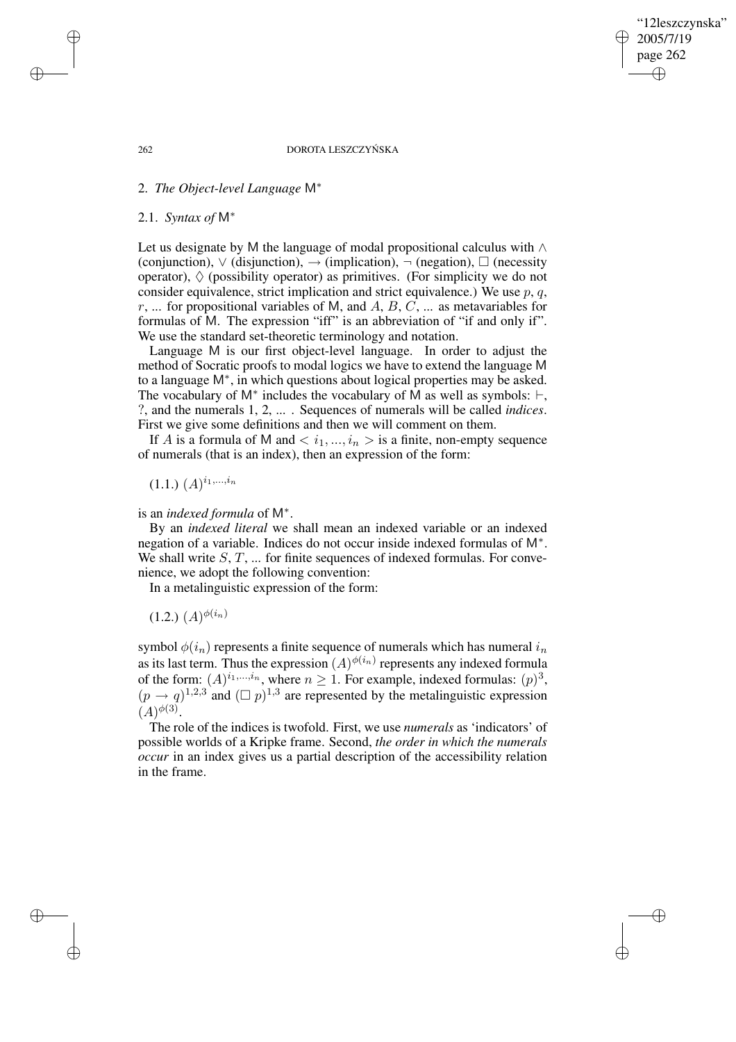## 2. *The Object-level Language* $\mathsf{M}^*$

### 2.1. *Syntax of* $\mathsf{M}^*$

Let us designate by $\mathsf{M}$ the language of modal propositional calculus with $\wedge$ (conjunction), $\vee$ (disjunction), $\rightarrow$ (implication), $\neg$ (negation), $\Box$ (necessity operator), $\Diamond$ (possibility operator) as primitives. (For simplicity we do not consider equivalence, strict implication and strict equivalence.) We use $p$, $q$, $r$, ... for propositional variables of $\mathsf{M}$, and $A$, $B$, $C$, ... as metavariables for formulas of $\mathsf{M}$. The expression "iff" is an abbreviation of "if and only if". We use the standard set-theoretic terminology and notation.

Language $\mathsf{M}$ is our first object-level language. In order to adjust the method of Socratic proofs to modal logics we have to extend the language $\mathsf{M}$ to a language $\mathsf{M}^*$, in which questions about logical properties may be asked. The vocabulary of $\mathsf{M}^*$ includes the vocabulary of $\mathsf{M}$ as well as symbols: $\vdash$, ?, and the numerals 1, 2, ... . Sequences of numerals will be called *indices*. First we give some definitions and then we will comment on them.

If $A$ is a formula of $\mathsf{M}$ and $< i_1, ..., i_n >$ is a finite, non-empty sequence of numerals (that is an index), then an expression of the form:

(1.1.) $(A)^{i_1,...,i_n}$

is an *indexed formula* of $\mathsf{M}^*$.

By an *indexed literal* we shall mean an indexed variable or an indexed negation of a variable. Indices do not occur inside indexed formulas of $\mathsf{M}^*$. We shall write $S$, $T$, ... for finite sequences of indexed formulas. For convenience, we adopt the following convention:

In a metalinguistic expression of the form:

(1.2.) $(A)^{\phi(i_n)}$

symbol $\phi(i_n)$ represents a finite sequence of numerals which has numeral $i_n$ as its last term. Thus the expression $(A)^{\phi(i_n)}$ represents any indexed formula of the form: $(A)^{i_1,...,i_n}$, where $n \geq 1$. For example, indexed formulas: $(p)^3$, $(p \rightarrow q)^{1,2,3}$ and $(\Box\, p)^{1,3}$ are represented by the metalinguistic expression $(A)^{\phi(3)}$.

The role of the indices is twofold. First, we use *numerals* as 'indicators' of possible worlds of a Kripke frame. Second, *the order in which the numerals occur* in an index gives us a partial description of the accessibility relation in the frame.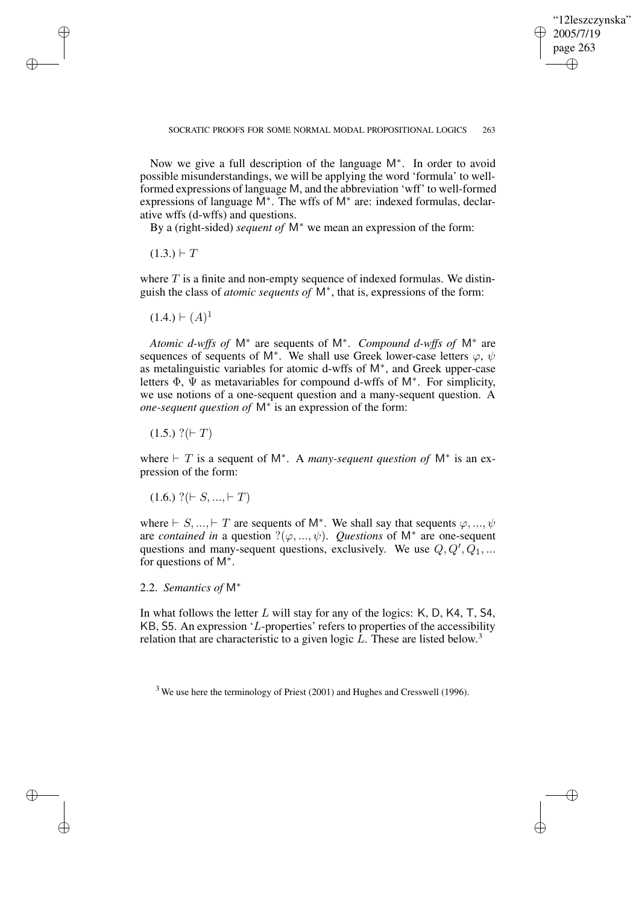Now we give a full description of the language $\mathsf{M}^*$. In order to avoid possible misunderstandings, we will be applying the word 'formula' to well-formed expressions of language $\mathsf{M}$, and the abbreviation 'wff' to well-formed expressions of language $\mathsf{M}^*$. The wffs of $\mathsf{M}^*$ are: indexed formulas, declarative wffs (d-wffs) and questions.

By a (right-sided) *sequent of* $\mathsf{M}^*$ we mean an expression of the form:

(1.3.) $\vdash T$

where $T$ is a finite and non-empty sequence of indexed formulas. We distinguish the class of *atomic sequents of* $\mathsf{M}^*$, that is, expressions of the form:

(1.4.) $\vdash (A)^1$

*Atomic d-wffs of* $\mathsf{M}^*$ are sequents of $\mathsf{M}^*$. *Compound d-wffs of* $\mathsf{M}^*$ are sequences of sequents of $\mathsf{M}^*$. We shall use Greek lower-case letters $\varphi$, $\psi$ as metalinguistic variables for atomic d-wffs of $\mathsf{M}^*$, and Greek upper-case letters $\Phi$, $\Psi$ as metavariables for compound d-wffs of $\mathsf{M}^*$. For simplicity, we use notions of a one-sequent question and a many-sequent question. A *one-sequent question of* $\mathsf{M}^*$ is an expression of the form:

(1.5.) $?(\vdash T)$

where $\vdash T$ is a sequent of $\mathsf{M}^*$. A *many-sequent question of* $\mathsf{M}^*$ is an expression of the form:

(1.6.) $?(\vdash S, ..., \vdash T)$

where $\vdash S, ..., \vdash T$ are sequents of $\mathsf{M}^*$. We shall say that sequents $\varphi, ..., \psi$ are *contained in* a question $?(\varphi, ..., \psi)$. *Questions* of $\mathsf{M}^*$ are one-sequent questions and many-sequent questions, exclusively. We use $Q, Q', Q_1, ...$ for questions of $\mathsf{M}^*$.

## 2.2. *Semantics of* $\mathsf{M}^*$

In what follows the letter $L$ will stay for any of the logics: K, D, K4, T, S4, KB, S5. An expression '$L$-properties' refers to properties of the accessibility relation that are characteristic to a given logic $L$. These are listed below.[3]

[3] We use here the terminology of Priest (2001) and Hughes and Cresswell (1996).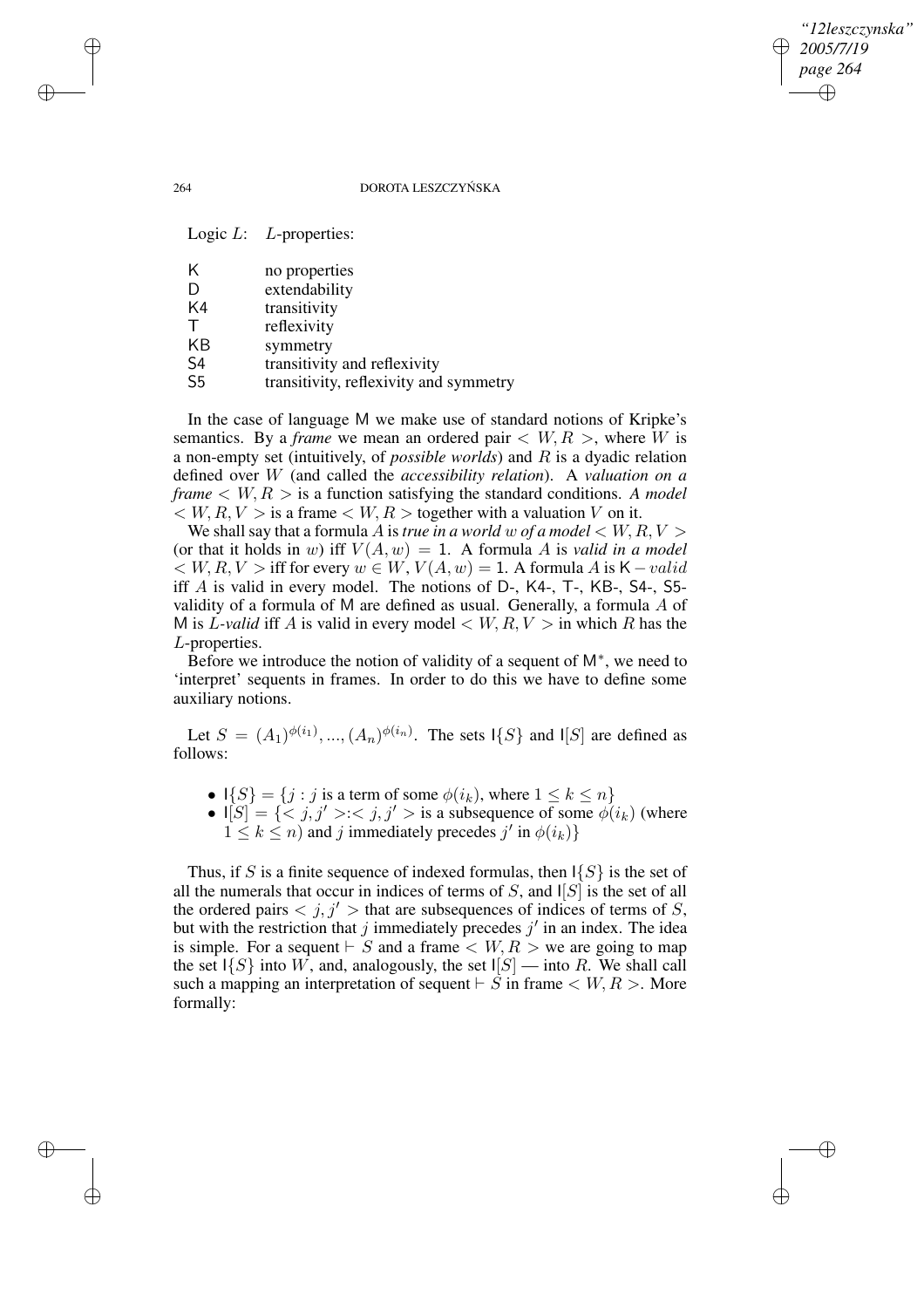| Logic $L$: | $L$-properties: |
|---|---|
| K | no properties |
| D | extendability |
| K4 | transitivity |
| T | reflexivity |
| KB | symmetry |
| S4 | transitivity and reflexivity |
| S5 | transitivity, reflexivity and symmetry |

In the case of language M we make use of standard notions of Kripke's semantics. By a *frame* we mean an ordered pair $< W, R >$, where $W$ is a non-empty set (intuitively, of *possible worlds*) and $R$ is a dyadic relation defined over $W$ (and called the *accessibility relation*). A *valuation on a frame* $< W, R >$ is a function satisfying the standard conditions. *A model* $< W, R, V >$ is a frame $< W, R >$ together with a valuation $V$ on it.

We shall say that a formula $A$ is *true in a world* $w$ *of a model* $< W, R, V >$ (or that it holds in $w$) iff $V(A, w) = 1$. A formula $A$ is *valid in a model* $< W, R, V >$ iff for every $w \in W$, $V(A, w) = 1$. A formula $A$ is $\mathsf{K} - valid$ iff $A$ is valid in every model. The notions of D-, K4-, T-, KB-, S4-, S5-validity of a formula of M are defined as usual. Generally, a formula $A$ of M is *L-valid* iff $A$ is valid in every model $< W, R, V >$ in which $R$ has the $L$-properties.

Before we introduce the notion of validity of a sequent of $\mathsf{M}^*$, we need to 'interpret' sequents in frames. In order to do this we have to define some auxiliary notions.

Let $S = (A_1)^{\phi(i_1)}, ..., (A_n)^{\phi(i_n)}$. The sets $\mathsf{I}\{S\}$ and $\mathsf{I}[S]$ are defined as follows:

- $\mathsf{I}\{S\} = \{j : j \text{ is a term of some } \phi(i_k), \text{ where } 1 \leq k \leq n\}$
- $\mathsf{I}[S] = \{< j, j' >: < j, j' > \text{ is a subsequence of some } \phi(i_k) \text{ (where } 1 \leq k \leq n) \text{ and } j \text{ immediately precedes } j' \text{ in } \phi(i_k)\}$

Thus, if $S$ is a finite sequence of indexed formulas, then $\mathsf{I}\{S\}$ is the set of all the numerals that occur in indices of terms of $S$, and $\mathsf{I}[S]$ is the set of all the ordered pairs $< j, j' >$ that are subsequences of indices of terms of $S$, but with the restriction that $j$ immediately precedes $j'$ in an index. The idea is simple. For a sequent $\vdash S$ and a frame $< W, R >$ we are going to map the set $\mathsf{I}\{S\}$ into $W$, and, analogously, the set $\mathsf{I}[S]$ — into $R$. We shall call such a mapping an interpretation of sequent $\vdash S$ in frame $< W, R >$. More formally: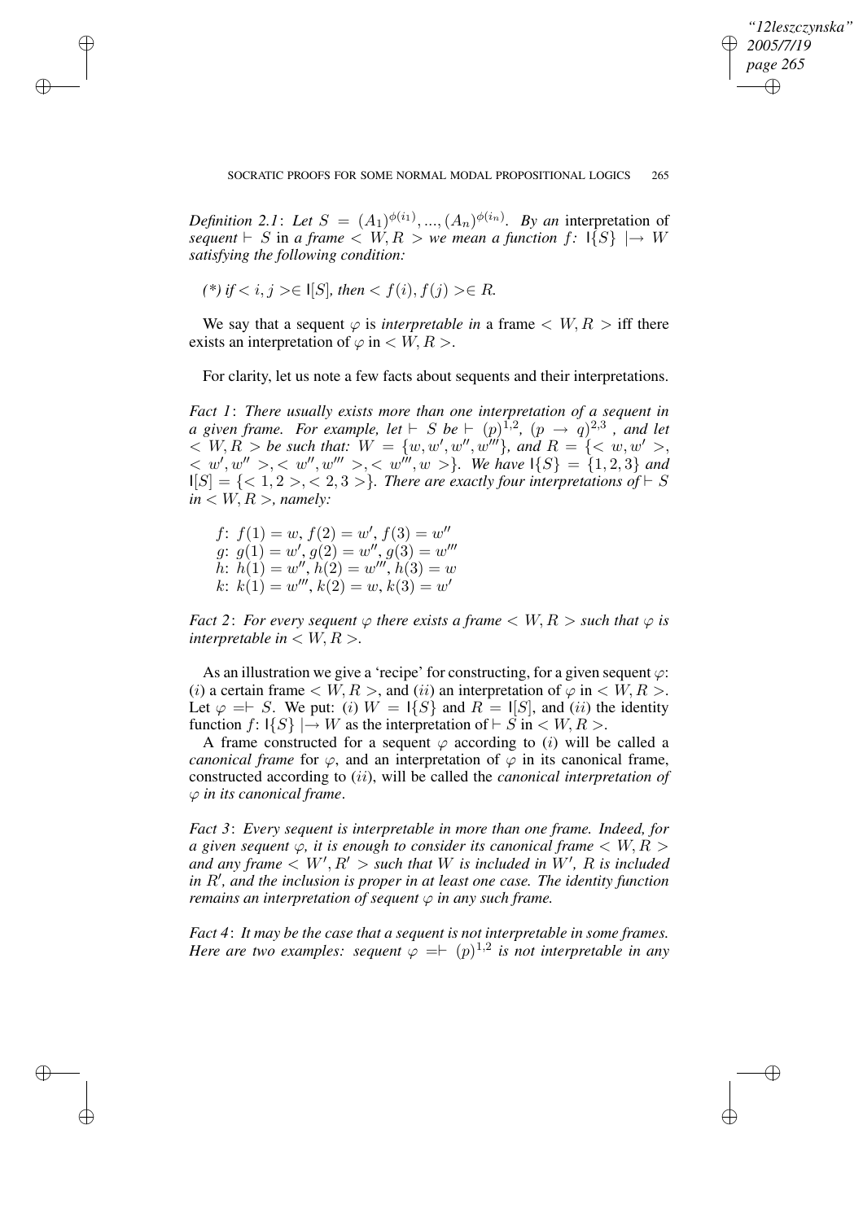*Definition 2.1*: *Let* $S = (A_1)^{\phi(i_1)}, ..., (A_n)^{\phi(i_n)}$. *By an* interpretation of *sequent* $\vdash S$ in *a frame* $< W, R >$ *we mean a function* $f$: $\mathsf{I}\{S\} \mapsto W$ *satisfying the following condition:*

*(\*) if* $< i, j > \in \mathsf{I}[S]$, *then* $< f(i), f(j) > \in R$.

We say that a sequent $\varphi$ is *interpretable in* a frame $< W, R >$ iff there exists an interpretation of $\varphi$ in $< W, R >$.

For clarity, let us note a few facts about sequents and their interpretations.

*Fact 1*: *There usually exists more than one interpretation of a sequent in a given frame. For example, let* $\vdash S$ *be* $\vdash (p)^{1,2}, (p \rightarrow q)^{2,3}$ , *and let* $< W, R >$ *be such that:* $W = \{w, w', w'', w'''\}$, *and* $R = \{< w, w' >, < w', w'' >, < w'', w''' >, < w''', w >\}$. *We have* $\mathsf{I}\{S\} = \{1, 2, 3\}$ *and* $\mathsf{I}[S] = \{< 1, 2 >, < 2, 3 >\}$. *There are exactly four interpretations of* $\vdash S$ *in* $< W, R >$, *namely:*

$f$: $f(1) = w$, $f(2) = w'$, $f(3) = w''$
$g$: $g(1) = w'$, $g(2) = w''$, $g(3) = w'''$
$h$: $h(1) = w''$, $h(2) = w'''$, $h(3) = w$
$k$: $k(1) = w'''$, $k(2) = w$, $k(3) = w'$

*Fact 2*: *For every sequent* $\varphi$ *there exists a frame* $< W, R >$ *such that* $\varphi$ *is interpretable in* $< W, R >$.

As an illustration we give a 'recipe' for constructing, for a given sequent $\varphi$: $(i)$ a certain frame $< W, R >$, and $(ii)$ an interpretation of $\varphi$ in $< W, R >$. Let $\varphi = \vdash S$. We put: $(i)$ $W = \mathsf{I}\{S\}$ and $R = \mathsf{I}[S]$, and $(ii)$ the identity function $f$: $\mathsf{I}\{S\} \mapsto W$ as the interpretation of $\vdash S$ in $< W, R >$.

A frame constructed for a sequent $\varphi$ according to $(i)$ will be called a *canonical frame* for $\varphi$, and an interpretation of $\varphi$ in its canonical frame, constructed according to $(ii)$, will be called the *canonical interpretation of* $\varphi$ *in its canonical frame*.

*Fact 3*: *Every sequent is interpretable in more than one frame. Indeed, for a given sequent* $\varphi$, *it is enough to consider its canonical frame* $< W, R >$ *and any frame* $< W', R' >$ *such that* $W$ *is included in* $W'$, $R$ *is included in* $R'$, *and the inclusion is proper in at least one case. The identity function remains an interpretation of sequent* $\varphi$ *in any such frame.*

*Fact 4*: *It may be the case that a sequent is not interpretable in some frames. Here are two examples: sequent* $\varphi = \vdash (p)^{1,2}$ *is not interpretable in any*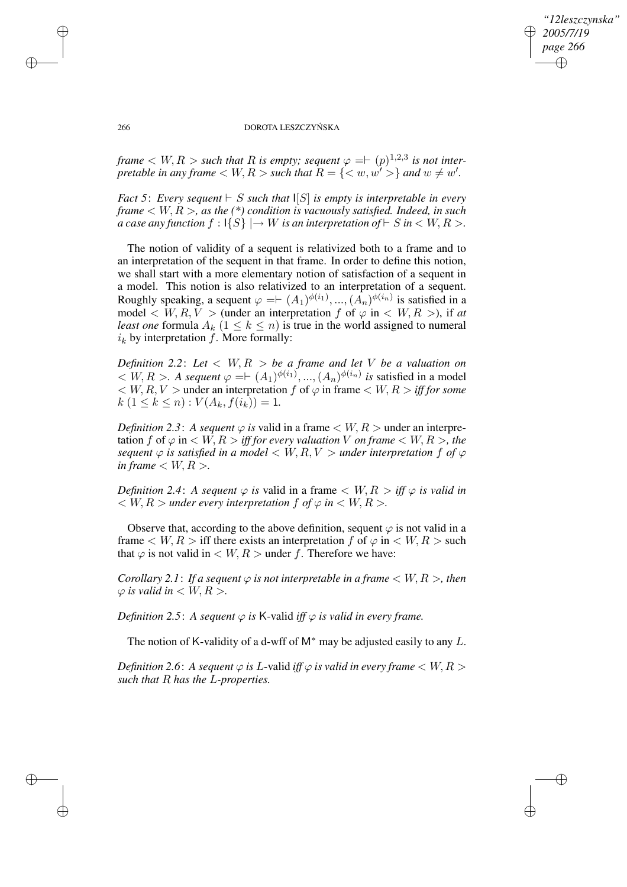*frame $< W, R >$ such that $R$ is empty; sequent $\varphi =\vdash (p)^{1,2,3}$ is not interpretable in any frame $< W, R >$ such that $R = \{< w, w' >\}$ and $w \neq w'$.*

*Fact 5*: *Every sequent $\vdash S$ such that $\mathsf{I}[S]$ is empty is interpretable in every frame $< W, R >$, as the (\*) condition is vacuously satisfied. Indeed, in such a case any function $f : \mathsf{I}\{S\} \mid\rightarrow W$ is an interpretation of $\vdash S$ in $< W, R >$.*

The notion of validity of a sequent is relativized both to a frame and to an interpretation of the sequent in that frame. In order to define this notion, we shall start with a more elementary notion of satisfaction of a sequent in a model. This notion is also relativized to an interpretation of a sequent. Roughly speaking, a sequent $\varphi =\vdash (A_1)^{\phi(i_1)}, ..., (A_n)^{\phi(i_n)}$ is satisfied in a model $< W, R, V >$ (under an interpretation $f$ of $\varphi$ in $< W, R >$), if *at least one* formula $A_k$ $(1 \leq k \leq n)$ is true in the world assigned to numeral $i_k$ by interpretation $f$. More formally:

*Definition 2.2*: *Let $< W, R >$ be a frame and let $V$ be a valuation on $< W, R >$. A sequent $\varphi =\vdash (A_1)^{\phi(i_1)}, ..., (A_n)^{\phi(i_n)}$ is* satisfied in a model $< W, R, V >$ under an interpretation $f$ of $\varphi$ in frame $< W, R >$ *iff for some $k$ $(1 \leq k \leq n) : V(A_k, f(i_k)) = 1$.*

*Definition 2.3*: *A sequent $\varphi$ is* valid in a frame $< W, R >$ under an interpretation $f$ of $\varphi$ in $< W, R >$ *iff for every valuation $V$ on frame $< W, R >$, the sequent $\varphi$ is satisfied in a model $< W, R, V >$ under interpretation $f$ of $\varphi$ in frame $< W, R >$.*

*Definition 2.4*: *A sequent $\varphi$ is* valid in a frame $< W, R >$ *iff $\varphi$ is valid in $< W, R >$ under every interpretation $f$ of $\varphi$ in $< W, R >$.*

Observe that, according to the above definition, sequent $\varphi$ is not valid in a frame $< W, R >$ iff there exists an interpretation $f$ of $\varphi$ in $< W, R >$ such that $\varphi$ is not valid in $< W, R >$ under $f$. Therefore we have:

*Corollary 2.1*: *If a sequent $\varphi$ is not interpretable in a frame $< W, R >$, then $\varphi$ is valid in $< W, R >$.*

*Definition 2.5*: *A sequent $\varphi$ is* K-valid *iff $\varphi$ is valid in every frame.*

The notion of K-validity of a d-wff of $\mathsf{M}^*$ may be adjusted easily to any $L$.

*Definition 2.6*: *A sequent $\varphi$ is* $L$-valid *iff $\varphi$ is valid in every frame $< W, R >$ such that $R$ has the $L$-properties.*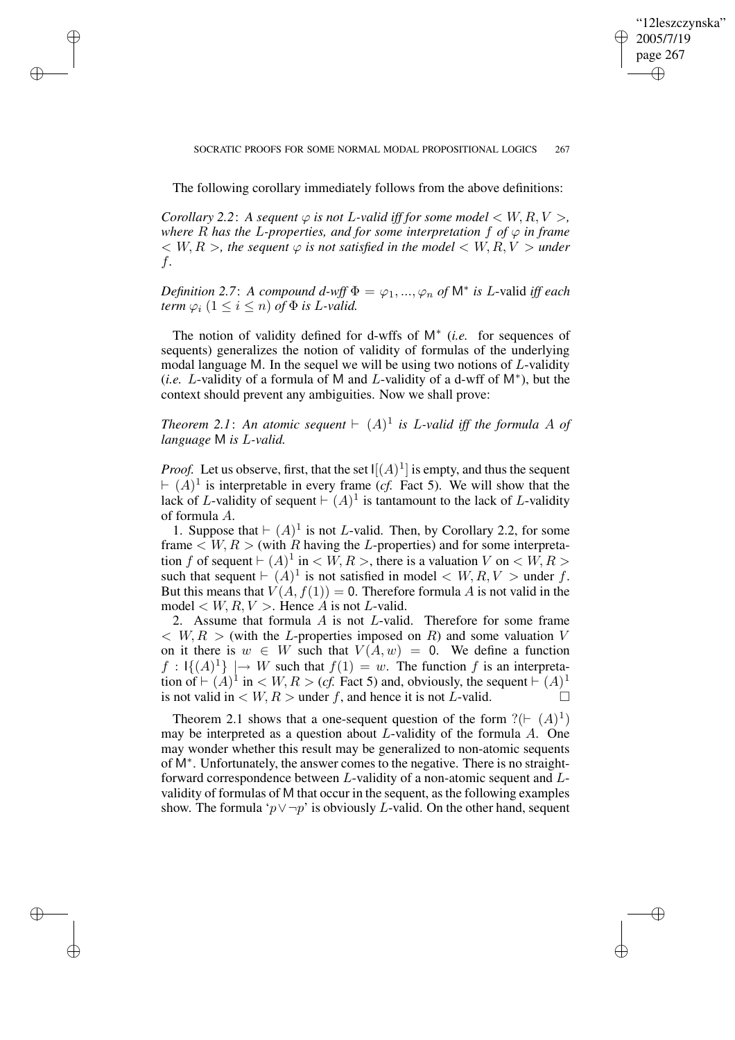The following corollary immediately follows from the above definitions:

*Corollary 2.2*: *A sequent $\varphi$ is not $L$-valid iff for some model $< W, R, V >$, where $R$ has the $L$-properties, and for some interpretation $f$ of $\varphi$ in frame $< W, R >$, the sequent $\varphi$ is not satisfied in the model $< W, R, V >$ under $f$.*

*Definition 2.7*: *A compound d-wff $\Phi = \varphi_1, ..., \varphi_n$ of $\mathsf{M}^*$ is $L$-*valid *iff each term $\varphi_i$ $(1 \leq i \leq n)$ of $\Phi$ is $L$-valid.*

The notion of validity defined for d-wffs of $\mathsf{M}^*$ (*i.e.* for sequences of sequents) generalizes the notion of validity of formulas of the underlying modal language $\mathsf{M}$. In the sequel we will be using two notions of $L$-validity (*i.e.* $L$-validity of a formula of $\mathsf{M}$ and $L$-validity of a d-wff of $\mathsf{M}^*$), but the context should prevent any ambiguities. Now we shall prove:

*Theorem 2.1*: *An atomic sequent $\vdash (A)^1$ is $L$-valid iff the formula $A$ of language $\mathsf{M}$ is $L$-valid.*

*Proof.* Let us observe, first, that the set $\mathsf{I}[(A)^1]$ is empty, and thus the sequent $\vdash (A)^1$ is interpretable in every frame (*cf.* Fact 5). We will show that the lack of $L$-validity of sequent $\vdash (A)^1$ is tantamount to the lack of $L$-validity of formula $A$.

1. Suppose that $\vdash (A)^1$ is not $L$-valid. Then, by Corollary 2.2, for some frame $< W, R >$ (with $R$ having the $L$-properties) and for some interpretation $f$ of sequent $\vdash (A)^1$ in $< W, R >$, there is a valuation $V$ on $< W, R >$ such that sequent $\vdash (A)^1$ is not satisfied in model $< W, R, V >$ under $f$. But this means that $V(A, f(1)) = \mathsf{0}$. Therefore formula $A$ is not valid in the model $< W, R, V >$. Hence $A$ is not $L$-valid.

2. Assume that formula $A$ is not $L$-valid. Therefore for some frame $< W, R >$ (with the $L$-properties imposed on $R$) and some valuation $V$ on it there is $w \in W$ such that $V(A, w) = \mathsf{0}$. We define a function $f : \mathsf{I}\{(A)^1\} \mid\rightarrow W$ such that $f(1) = w$. The function $f$ is an interpretation of $\vdash (A)^1$ in $< W, R >$ (*cf.* Fact 5) and, obviously, the sequent $\vdash (A)^1$ is not valid in $< W, R >$ under $f$, and hence it is not $L$-valid. $\square$

Theorem 2.1 shows that a one-sequent question of the form $?(\vdash (A)^1)$ may be interpreted as a question about $L$-validity of the formula $A$. One may wonder whether this result may be generalized to non-atomic sequents of $\mathsf{M}^*$. Unfortunately, the answer comes to the negative. There is no straightforward correspondence between $L$-validity of a non-atomic sequent and $L$-validity of formulas of $\mathsf{M}$ that occur in the sequent, as the following examples show. The formula '$p \vee \neg p$' is obviously $L$-valid. On the other hand, sequent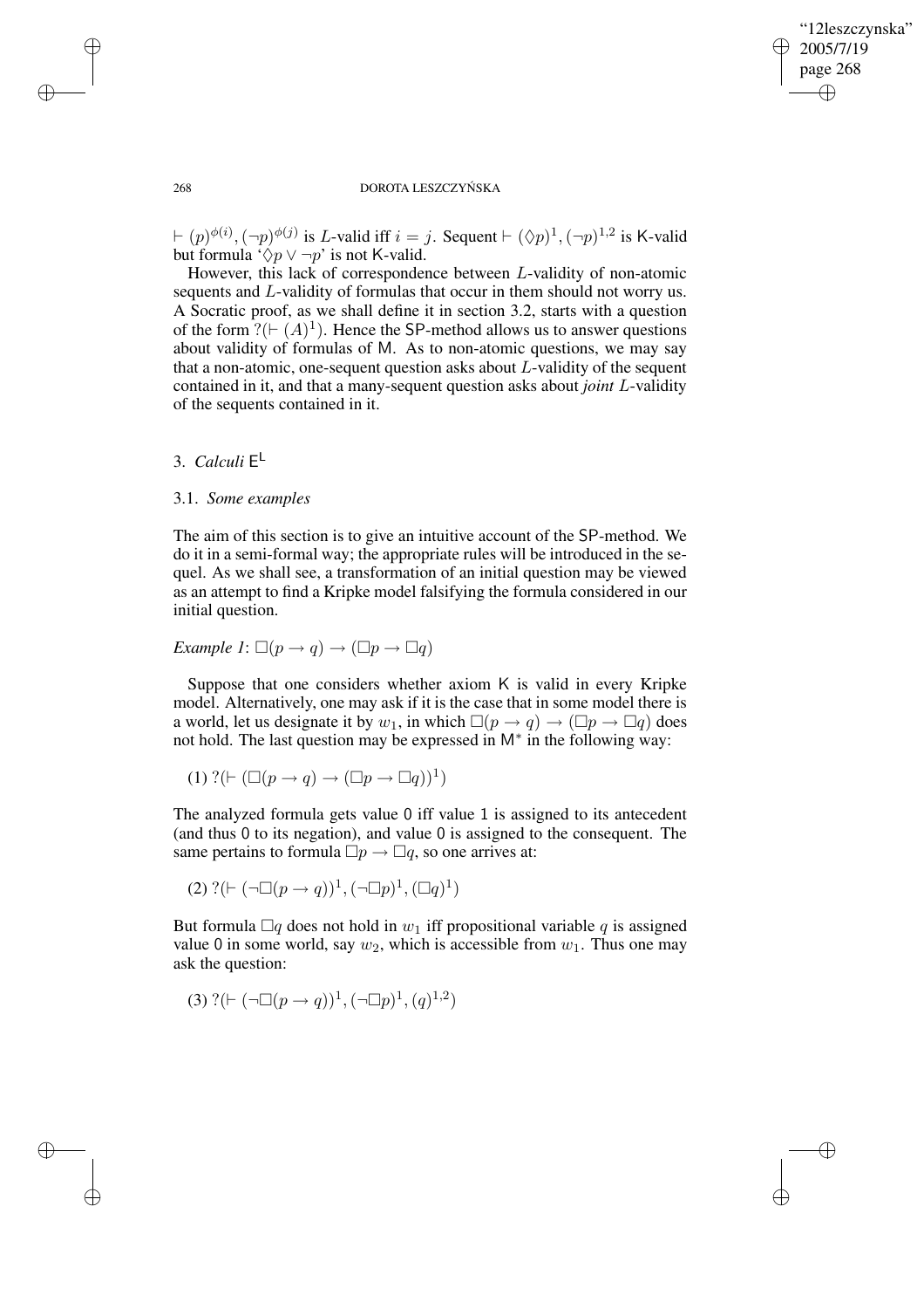$\vdash (p)^{\phi(i)}, (\neg p)^{\phi(j)}$ is $L$-valid iff $i = j$. Sequent $\vdash (\Diamond p)^1, (\neg p)^{1,2}$ is $\mathsf{K}$-valid but formula '$\Diamond p \vee \neg p$' is not $\mathsf{K}$-valid.

However, this lack of correspondence between $L$-validity of non-atomic sequents and $L$-validity of formulas that occur in them should not worry us. A Socratic proof, as we shall define it in section 3.2, starts with a question of the form $?(\vdash (A)^1)$. Hence the $\mathsf{SP}$-method allows us to answer questions about validity of formulas of $\mathsf{M}$. As to non-atomic questions, we may say that a non-atomic, one-sequent question asks about $L$-validity of the sequent contained in it, and that a many-sequent question asks about *joint* $L$-validity of the sequents contained in it.

## 3. *Calculi* $\mathsf{E}^{\mathsf{L}}$

### 3.1. *Some examples*

The aim of this section is to give an intuitive account of the $\mathsf{SP}$-method. We do it in a semi-formal way; the appropriate rules will be introduced in the sequel. As we shall see, a transformation of an initial question may be viewed as an attempt to find a Kripke model falsifying the formula considered in our initial question.

*Example 1*: $\Box(p \to q) \to (\Box p \to \Box q)$

Suppose that one considers whether axiom $\mathsf{K}$ is valid in every Kripke model. Alternatively, one may ask if it is the case that in some model there is a world, let us designate it by $w_1$, in which $\Box(p \to q) \to (\Box p \to \Box q)$ does not hold. The last question may be expressed in $\mathsf{M}^*$ in the following way:

(1) $?(\vdash (\Box(p \to q) \to (\Box p \to \Box q))^1)$

The analyzed formula gets value $\mathsf{0}$ iff value $\mathsf{1}$ is assigned to its antecedent (and thus $\mathsf{0}$ to its negation), and value $\mathsf{0}$ is assigned to the consequent. The same pertains to formula $\Box p \to \Box q$, so one arrives at:

(2) $?(\vdash (\neg\Box(p \to q))^1, (\neg\Box p)^1, (\Box q)^1)$

But formula $\Box q$ does not hold in $w_1$ iff propositional variable $q$ is assigned value $\mathsf{0}$ in some world, say $w_2$, which is accessible from $w_1$. Thus one may ask the question:

(3) $?(\vdash (\neg\Box(p \to q))^1, (\neg\Box p)^1, (q)^{1,2})$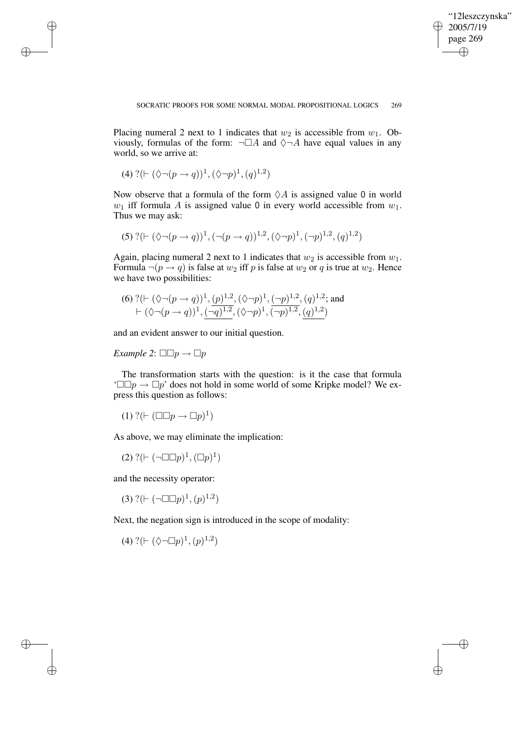Placing numeral 2 next to 1 indicates that $w_2$ is accessible from $w_1$. Obviously, formulas of the form: $\neg\Box A$ and $\Diamond\neg A$ have equal values in any world, so we arrive at:

(4) $?(\vdash (\Diamond\neg(p \to q))^1, (\Diamond\neg p)^1, (q)^{1,2})$

Now observe that a formula of the form $\Diamond A$ is assigned value $0$ in world $w_1$ iff formula $A$ is assigned value $0$ in every world accessible from $w_1$. Thus we may ask:

(5) $?(\vdash (\Diamond\neg(p \to q))^1, (\neg(p \to q))^{1,2}, (\Diamond\neg p)^1, (\neg p)^{1,2}, (q)^{1,2})$

Again, placing numeral 2 next to 1 indicates that $w_2$ is accessible from $w_1$. Formula $\neg(p \to q)$ is false at $w_2$ iff $p$ is false at $w_2$ or $q$ is true at $w_2$. Hence we have two possibilities:

(6) $?(\vdash (\Diamond\neg(p \to q))^1, \underline{(p)^{1,2}}, (\Diamond\neg p)^1, \underline{(\neg p)^{1,2}}, (q)^{1,2}$; and
$\vdash (\Diamond\neg(p \to q))^1, \underline{(\neg q)^{1,2}}, (\Diamond\neg p)^1, (\neg p)^{1,2}, \underline{(q)^{1,2}})$

and an evident answer to our initial question.

*Example 2*: $\Box\Box p \to \Box p$

The transformation starts with the question: is it the case that formula '$\Box\Box p \to \Box p$' does not hold in some world of some Kripke model? We express this question as follows:

(1) $?(\vdash (\Box\Box p \to \Box p)^1)$

As above, we may eliminate the implication:

(2) $?(\vdash (\neg\Box\Box p)^1, (\Box p)^1)$

and the necessity operator:

(3) $?(\vdash (\neg\Box\Box p)^1, (p)^{1,2})$

Next, the negation sign is introduced in the scope of modality:

(4) $?(\vdash (\Diamond\neg\Box p)^1, (p)^{1,2})$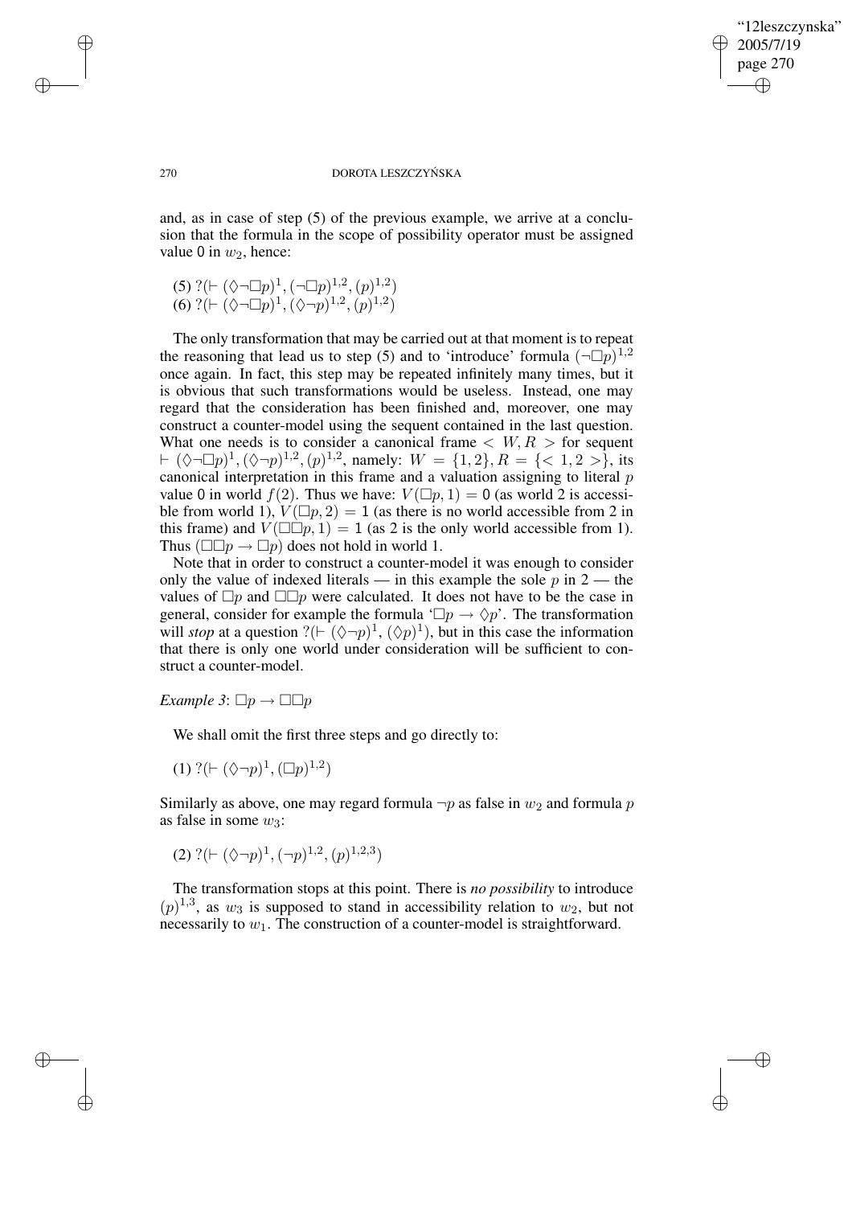and, as in case of step (5) of the previous example, we arrive at a conclusion that the formula in the scope of possibility operator must be assigned value 0 in $w_2$, hence:

(5) $?(\vdash (\Diamond\neg\Box p)^1, (\neg\Box p)^{1,2}, (p)^{1,2})$
(6) $?(\vdash (\Diamond\neg\Box p)^1, (\Diamond\neg p)^{1,2}, (p)^{1,2})$

The only transformation that may be carried out at that moment is to repeat the reasoning that lead us to step (5) and to 'introduce' formula $(\neg\Box p)^{1,2}$ once again. In fact, this step may be repeated infinitely many times, but it is obvious that such transformations would be useless. Instead, one may regard that the consideration has been finished and, moreover, one may construct a counter-model using the sequent contained in the last question. What one needs is to consider a canonical frame $< W, R >$ for sequent $\vdash (\Diamond\neg\Box p)^1, (\Diamond\neg p)^{1,2}, (p)^{1,2}$, namely: $W = \{1, 2\}, R = \{< 1, 2 >\}$, its canonical interpretation in this frame and a valuation assigning to literal $p$ value 0 in world $f(2)$. Thus we have: $V(\Box p, 1) = 0$ (as world 2 is accessible from world 1), $V(\Box p, 2) = 1$ (as there is no world accessible from 2 in this frame) and $V(\Box\Box p, 1) = 1$ (as 2 is the only world accessible from 1). Thus $(\Box\Box p \rightarrow \Box p)$ does not hold in world 1.

Note that in order to construct a counter-model it was enough to consider only the value of indexed literals — in this example the sole $p$ in 2 — the values of $\Box p$ and $\Box\Box p$ were calculated. It does not have to be the case in general, consider for example the formula '$\Box p \rightarrow \Diamond p$'. The transformation will *stop* at a question $?(\vdash (\Diamond\neg p)^1, (\Diamond p)^1)$, but in this case the information that there is only one world under consideration will be sufficient to construct a counter-model.

*Example 3*: $\Box p \rightarrow \Box\Box p$

We shall omit the first three steps and go directly to:

(1) $?(\vdash (\Diamond\neg p)^1, (\Box p)^{1,2})$

Similarly as above, one may regard formula $\neg p$ as false in $w_2$ and formula $p$ as false in some $w_3$:

(2) $?(\vdash (\Diamond\neg p)^1, (\neg p)^{1,2}, (p)^{1,2,3})$

The transformation stops at this point. There is *no possibility* to introduce $(p)^{1,3}$, as $w_3$ is supposed to stand in accessibility relation to $w_2$, but not necessarily to $w_1$. The construction of a counter-model is straightforward.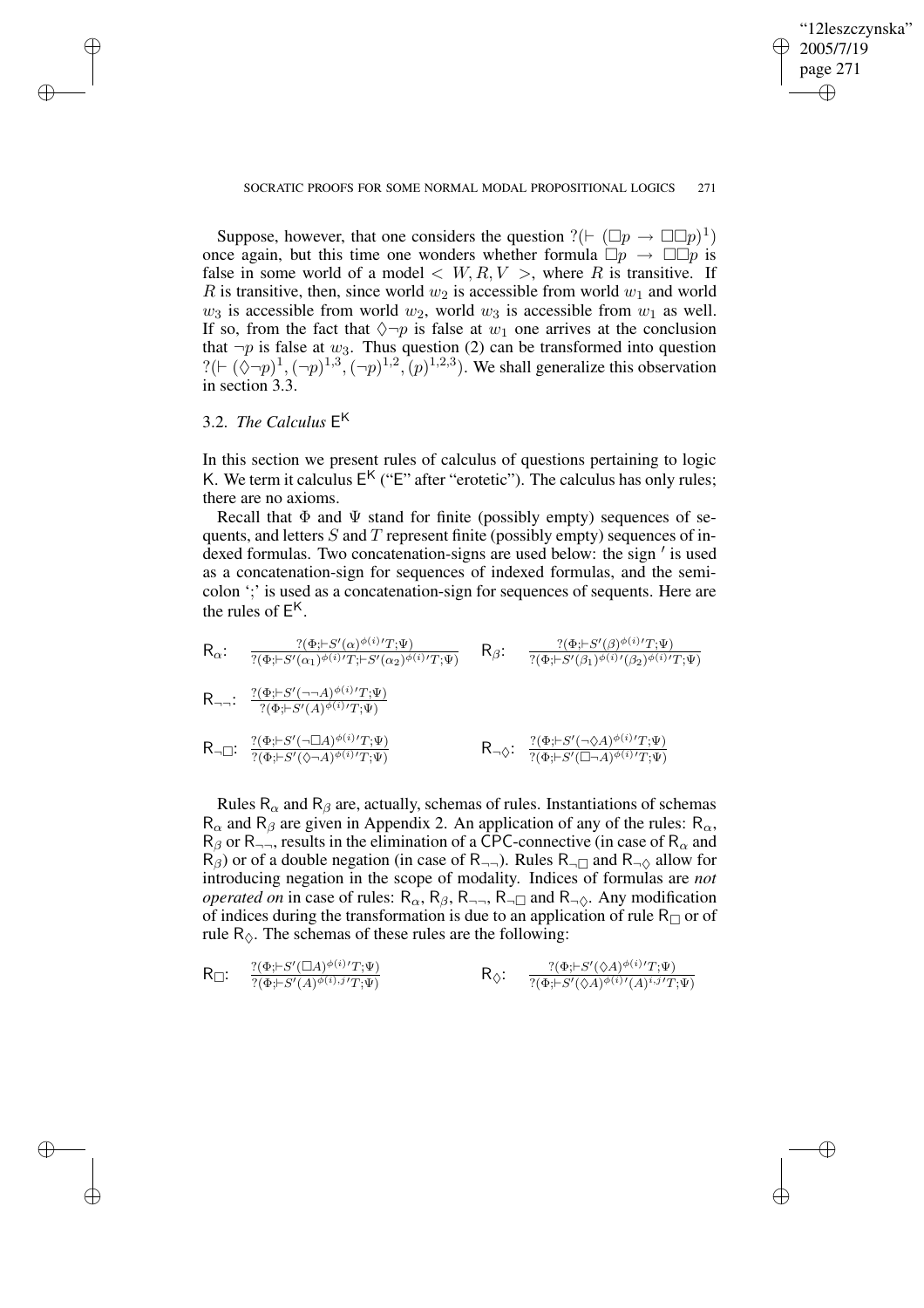Suppose, however, that one considers the question $?(\vdash (\Box p \rightarrow \Box\Box p)^1)$ once again, but this time one wonders whether formula $\Box p \rightarrow \Box\Box p$ is false in some world of a model $< W, R, V >$, where $R$ is transitive. If $R$ is transitive, then, since world $w_2$ is accessible from world $w_1$ and world $w_3$ is accessible from world $w_2$, world $w_3$ is accessible from $w_1$ as well. If so, from the fact that $\Diamond\neg p$ is false at $w_1$ one arrives at the conclusion that $\neg p$ is false at $w_3$. Thus question (2) can be transformed into question $?(\vdash (\Diamond\neg p)^1, (\neg p)^{1,3}, (\neg p)^{1,2}, (p)^{1,2,3})$. We shall generalize this observation in section 3.3.

### 3.2. *The Calculus* $\mathsf{E}^{\mathsf{K}}$

In this section we present rules of calculus of questions pertaining to logic K. We term it calculus $\mathsf{E}^{\mathsf{K}}$ ("E" after "erotetic"). The calculus has only rules; there are no axioms.

Recall that $\Phi$ and $\Psi$ stand for finite (possibly empty) sequences of sequents, and letters $S$ and $T$ represent finite (possibly empty) sequences of indexed formulas. Two concatenation-signs are used below: the sign $'$ is used as a concatenation-sign for sequences of indexed formulas, and the semicolon ';' is used as a concatenation-sign for sequences of sequents. Here are the rules of $\mathsf{E}^{\mathsf{K}}$.

$$\mathsf{R}_{\alpha}: \quad \frac{?(\Phi;\vdash S'(\alpha)^{\phi(i)}{}'T;\Psi)}{?(\Phi;\vdash S'(\alpha_1)^{\phi(i)}{}'T;\vdash S'(\alpha_2)^{\phi(i)}{}'T;\Psi)} \qquad \mathsf{R}_{\beta}: \quad \frac{?(\Phi;\vdash S'(\beta)^{\phi(i)}{}'T;\Psi)}{?(\Phi;\vdash S'(\beta_1)^{\phi(i)}{}'(\beta_2)^{\phi(i)}{}'T;\Psi)}$$

$$\mathsf{R}_{\neg\neg}: \quad \frac{?(\Phi;\vdash S'(\neg\neg A)^{\phi(i)}{}'T;\Psi)}{?(\Phi;\vdash S'(A)^{\phi(i)}{}'T;\Psi)}$$

$$\mathsf{R}_{\neg\Box}: \quad \frac{?(\Phi;\vdash S'(\neg\Box A)^{\phi(i)}{}'T;\Psi)}{?(\Phi;\vdash S'(\Diamond\neg A)^{\phi(i)}{}'T;\Psi)} \qquad \mathsf{R}_{\neg\Diamond}: \quad \frac{?(\Phi;\vdash S'(\neg\Diamond A)^{\phi(i)}{}'T;\Psi)}{?(\Phi;\vdash S'(\Box\neg A)^{\phi(i)}{}'T;\Psi)}$$

Rules $\mathsf{R}_{\alpha}$ and $\mathsf{R}_{\beta}$ are, actually, schemas of rules. Instantiations of schemas $\mathsf{R}_{\alpha}$ and $\mathsf{R}_{\beta}$ are given in Appendix 2. An application of any of the rules: $\mathsf{R}_{\alpha}$, $\mathsf{R}_{\beta}$ or $\mathsf{R}_{\neg\neg}$, results in the elimination of a CPC-connective (in case of $\mathsf{R}_{\alpha}$ and $\mathsf{R}_{\beta}$) or of a double negation (in case of $\mathsf{R}_{\neg\neg}$). Rules $\mathsf{R}_{\neg\Box}$ and $\mathsf{R}_{\neg\Diamond}$ allow for introducing negation in the scope of modality. Indices of formulas are *not operated on* in case of rules: $\mathsf{R}_{\alpha}$, $\mathsf{R}_{\beta}$, $\mathsf{R}_{\neg\neg}$, $\mathsf{R}_{\neg\Box}$ and $\mathsf{R}_{\neg\Diamond}$. Any modification of indices during the transformation is due to an application of rule $\mathsf{R}_{\Box}$ or of rule $\mathsf{R}_{\Diamond}$. The schemas of these rules are the following:

$$\mathsf{R}_{\Box}: \quad \frac{?(\Phi;\vdash S'(\Box A)^{\phi(i)}{}'T;\Psi)}{?(\Phi;\vdash S'(A)^{\phi(i),j}{}'T;\Psi)} \qquad \mathsf{R}_{\Diamond}: \quad \frac{?(\Phi;\vdash S'(\Diamond A)^{\phi(i)}{}'T;\Psi)}{?(\Phi;\vdash S'(\Diamond A)^{\phi(i)}{}'(A)^{i,j}{}'T;\Psi)}$$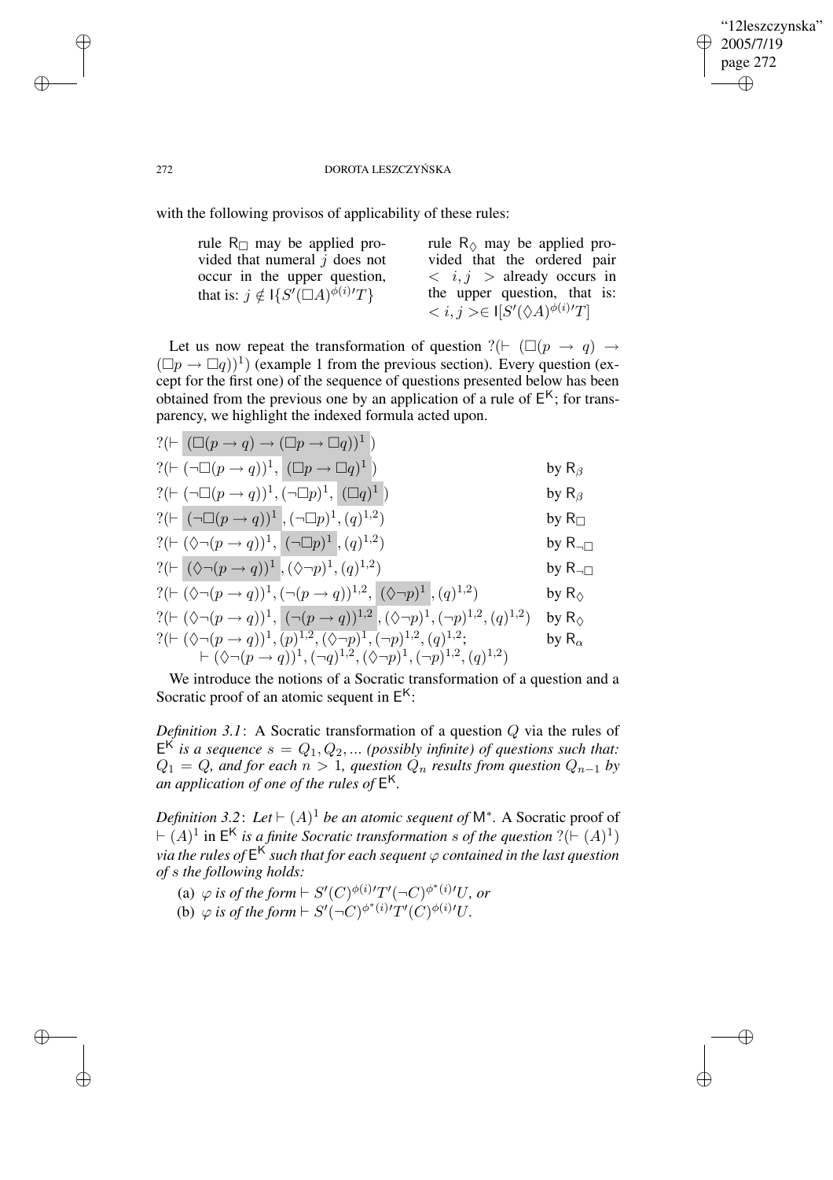with the following provisos of applicability of these rules:

| rule $\mathsf{R}_\Box$ may be applied provided that numeral $j$ does not occur in the upper question, that is: $j \notin \mathsf{I}\{S'(\Box A)^{\phi(i)\prime}T\}$ | rule $\mathsf{R}_\Diamond$ may be applied provided that the ordered pair $< i, j >$ already occurs in the upper question, that is: $< i, j > \in \mathsf{I}[S'(\Diamond A)^{\phi(i)\prime}T]$ |
|---|---|

Let us now repeat the transformation of question $?(\vdash (\Box(p \to q) \to (\Box p \to \Box q))^1)$ (example 1 from the previous section). Every question (except for the first one) of the sequence of questions presented below has been obtained from the previous one by an application of a rule of $\mathsf{E}^\mathsf{K}$; for transparency, we highlight the indexed formula acted upon.

$?(\vdash \boxed{(\Box(p \to q) \to (\Box p \to \Box q))^1})$

$?(\vdash (\neg\Box(p \to q))^1, \boxed{(\Box p \to \Box q)^1})$ by $\mathsf{R}_\beta$

$?(\vdash (\neg\Box(p \to q))^1, (\neg\Box p)^1, \boxed{(\Box q)^1})$ by $\mathsf{R}_\beta$

$?(\vdash \boxed{(\neg\Box(p \to q))^1}, (\neg\Box p)^1, (q)^{1,2})$ by $\mathsf{R}_\Box$

$?(\vdash (\Diamond\neg(p \to q))^1, \boxed{(\neg\Box p)^1}, (q)^{1,2})$ by $\mathsf{R}_{\neg\Box}$

$?(\vdash \boxed{(\Diamond\neg(p \to q))^1}, (\Diamond\neg p)^1, (q)^{1,2})$ by $\mathsf{R}_{\neg\Box}$

$?(\vdash (\Diamond\neg(p \to q))^1, (\neg(p \to q))^{1,2}, \boxed{(\Diamond\neg p)^1}, (q)^{1,2})$ by $\mathsf{R}_\Diamond$

$?(\vdash (\Diamond\neg(p \to q))^1, \boxed{(\neg(p \to q))^{1,2}}, (\Diamond\neg p)^1, (\neg p)^{1,2}, (q)^{1,2})$ by $\mathsf{R}_\Diamond$

$?(\vdash (\Diamond\neg(p \to q))^1, (p)^{1,2}, (\Diamond\neg p)^1, (\neg p)^{1,2}, (q)^{1,2};$
$\quad \vdash (\Diamond\neg(p \to q))^1, (\neg q)^{1,2}, (\Diamond\neg p)^1, (\neg p)^{1,2}, (q)^{1,2})$ by $\mathsf{R}_\alpha$

We introduce the notions of a Socratic transformation of a question and a Socratic proof of an atomic sequent in $\mathsf{E}^\mathsf{K}$:

*Definition 3.1*: A Socratic transformation of a question $Q$ via the rules of $\mathsf{E}^\mathsf{K}$ *is a sequence* $s = Q_1, Q_2, \ldots$ *(possibly infinite) of questions such that:* $Q_1 = Q$, *and for each* $n > 1$, *question* $Q_n$ *results from question* $Q_{n-1}$ *by an application of one of the rules of* $\mathsf{E}^\mathsf{K}$.

*Definition 3.2*: *Let* $\vdash (A)^1$ *be an atomic sequent of* $\mathsf{M}^*$. A Socratic proof of $\vdash (A)^1$ in $\mathsf{E}^\mathsf{K}$ *is a finite Socratic transformation* $s$ *of the question* $?(\vdash (A)^1)$ *via the rules of* $\mathsf{E}^\mathsf{K}$ *such that for each sequent* $\varphi$ *contained in the last question of* $s$ *the following holds:*

(a) $\varphi$ *is of the form* $\vdash S'(C)^{\phi(i)\prime}T'(\neg C)^{\phi^*(i)\prime}U$, *or*

(b) $\varphi$ *is of the form* $\vdash S'(\neg C)^{\phi^*(i)\prime}T'(C)^{\phi(i)\prime}U$.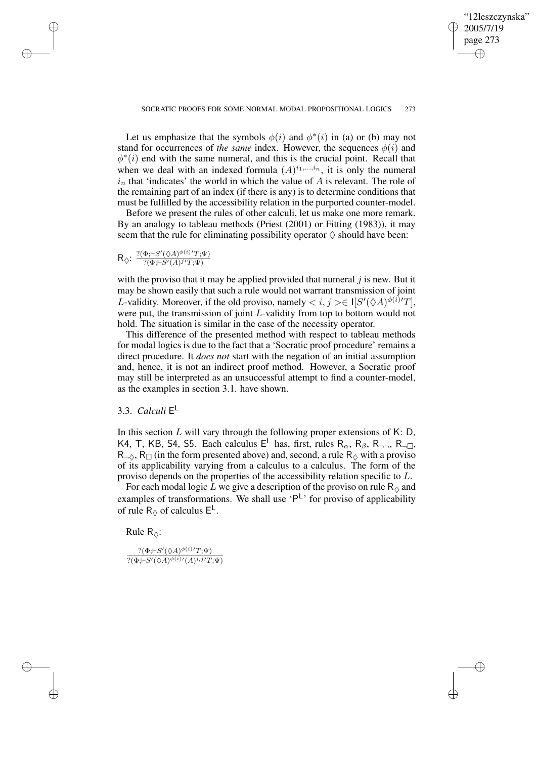Let us emphasize that the symbols $\phi(i)$ and $\phi^*(i)$ in (a) or (b) may not stand for occurrences of *the same* index. However, the sequences $\phi(i)$ and $\phi^*(i)$ end with the same numeral, and this is the crucial point. Recall that when we deal with an indexed formula $(A)^{i_1,\ldots,i_n}$, it is only the numeral $i_n$ that 'indicates' the world in which the value of $A$ is relevant. The role of the remaining part of an index (if there is any) is to determine conditions that must be fulfilled by the accessibility relation in the purported counter-model.

Before we present the rules of other calculi, let us make one more remark. By an analogy to tableau methods (Priest (2001) or Fitting (1983)), it may seem that the rule for eliminating possibility operator $\Diamond$ should have been:

$\mathsf{R}_{\Diamond}$: $\frac{?(\Phi;\vdash S'(\Diamond A)^{\phi(i)}{}'T;\Psi)}{?(\Phi;\vdash S'(A)^{j}{}'T;\Psi)}$

with the proviso that it may be applied provided that numeral $j$ is new. But it may be shown easily that such a rule would not warrant transmission of joint $L$-validity. Moreover, if the old proviso, namely $< i, j > \in \mathsf{I}[S'(\Diamond A)^{\phi(i)}{}'T]$, were put, the transmission of joint $L$-validity from top to bottom would not hold. The situation is similar in the case of the necessity operator.

This difference of the presented method with respect to tableau methods for modal logics is due to the fact that a 'Socratic proof procedure' remains a direct procedure. It *does not* start with the negation of an initial assumption and, hence, it is not an indirect proof method. However, a Socratic proof may still be interpreted as an unsuccessful attempt to find a counter-model, as the examples in section 3.1. have shown.

### 3.3. *Calculi* $\mathsf{E}^{\mathsf{L}}$

In this section $L$ will vary through the following proper extensions of $\mathsf{K}$: $\mathsf{D}$, $\mathsf{K4}$, $\mathsf{T}$, $\mathsf{KB}$, $\mathsf{S4}$, $\mathsf{S5}$. Each calculus $\mathsf{E}^{\mathsf{L}}$ has, first, rules $\mathsf{R}_{\alpha}$, $\mathsf{R}_{\beta}$, $\mathsf{R}_{\neg\neg}$, $\mathsf{R}_{\neg\Box}$, $\mathsf{R}_{\neg\Diamond}$, $\mathsf{R}_{\Box}$ (in the form presented above) and, second, a rule $\mathsf{R}_{\Diamond}$ with a proviso of its applicability varying from a calculus to a calculus. The form of the proviso depends on the properties of the accessibility relation specific to $L$.

For each modal logic $L$ we give a description of the proviso on rule $\mathsf{R}_{\Diamond}$ and examples of transformations. We shall use '$\mathsf{P}^{\mathsf{L}}$' for proviso of applicability of rule $\mathsf{R}_{\Diamond}$ of calculus $\mathsf{E}^{\mathsf{L}}$.

Rule $\mathsf{R}_{\Diamond}$:

$$\frac{?(\Phi;\vdash S'(\Diamond A)^{\phi(i)}{}'T;\Psi)}{?(\Phi;\vdash S'(\Diamond A)^{\phi(i)}{}'(A)^{i,j}{}'T;\Psi)}$$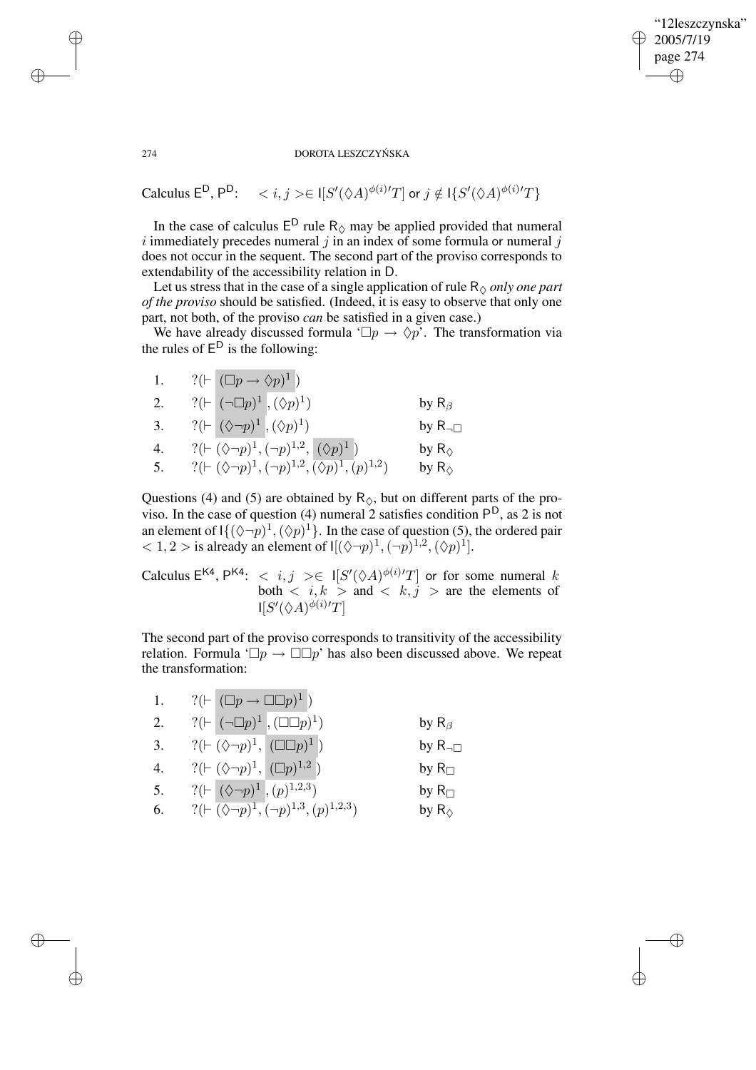Calculus $\mathsf{E}^{\mathsf{D}}$, $\mathsf{P}^{\mathsf{D}}$: $\quad < i, j > \in \mathsf{I}[S'(\Diamond A)^{\phi(i)\prime}T]$ or $j \notin \mathsf{I}\{S'(\Diamond A)^{\phi(i)\prime}T\}$

In the case of calculus $\mathsf{E}^{\mathsf{D}}$ rule $\mathsf{R}_{\Diamond}$ may be applied provided that numeral $i$ immediately precedes numeral $j$ in an index of some formula or numeral $j$ does not occur in the sequent. The second part of the proviso corresponds to extendability of the accessibility relation in D.

Let us stress that in the case of a single application of rule $\mathsf{R}_{\Diamond}$ *only one part of the proviso* should be satisfied. (Indeed, it is easy to observe that only one part, not both, of the proviso *can* be satisfied in a given case.)

We have already discussed formula '$\Box p \rightarrow \Diamond p$'. The transformation via the rules of $\mathsf{E}^{\mathsf{D}}$ is the following:

| | | |
|---|---|---|
| 1. | $?(\vdash (\Box p \rightarrow \Diamond p)^{1})$ | |
| 2. | $?(\vdash (\neg\Box p)^{1}, (\Diamond p)^{1})$ | by $\mathsf{R}_{\beta}$ |
| 3. | $?(\vdash (\Diamond\neg p)^{1}, (\Diamond p)^{1})$ | by $\mathsf{R}_{\neg\Box}$ |
| 4. | $?(\vdash (\Diamond\neg p)^{1}, (\neg p)^{1,2}, (\Diamond p)^{1})$ | by $\mathsf{R}_{\Diamond}$ |
| 5. | $?(\vdash (\Diamond\neg p)^{1}, (\neg p)^{1,2}, (\Diamond p)^{1}, (p)^{1,2})$ | by $\mathsf{R}_{\Diamond}$ |

Questions (4) and (5) are obtained by $\mathsf{R}_{\Diamond}$, but on different parts of the proviso. In the case of question (4) numeral 2 satisfies condition $\mathsf{P}^{\mathsf{D}}$, as 2 is not an element of $\mathsf{I}\{(\Diamond\neg p)^{1}, (\Diamond p)^{1}\}$. In the case of question (5), the ordered pair $< 1, 2 >$ is already an element of $\mathsf{I}[(\Diamond\neg p)^{1}, (\neg p)^{1,2}, (\Diamond p)^{1}]$.

Calculus $\mathsf{E}^{\mathsf{K4}}$, $\mathsf{P}^{\mathsf{K4}}$: $\quad < i, j > \in \mathsf{I}[S'(\Diamond A)^{\phi(i)\prime}T]$ or for some numeral $k$ both $< i, k >$ and $< k, j >$ are the elements of $\mathsf{I}[S'(\Diamond A)^{\phi(i)\prime}T]$

The second part of the proviso corresponds to transitivity of the accessibility relation. Formula '$\Box p \rightarrow \Box\Box p$' has also been discussed above. We repeat the transformation:

| | | |
|---|---|---|
| 1. | $?(\vdash (\Box p \rightarrow \Box\Box p)^{1})$ | |
| 2. | $?(\vdash (\neg\Box p)^{1}, (\Box\Box p)^{1})$ | by $\mathsf{R}_{\beta}$ |
| 3. | $?(\vdash (\Diamond\neg p)^{1}, (\Box\Box p)^{1})$ | by $\mathsf{R}_{\neg\Box}$ |
| 4. | $?(\vdash (\Diamond\neg p)^{1}, (\Box p)^{1,2})$ | by $\mathsf{R}_{\Box}$ |
| 5. | $?(\vdash (\Diamond\neg p)^{1}, (p)^{1,2,3})$ | by $\mathsf{R}_{\Box}$ |
| 6. | $?(\vdash (\Diamond\neg p)^{1}, (\neg p)^{1,3}, (p)^{1,2,3})$ | by $\mathsf{R}_{\Diamond}$ |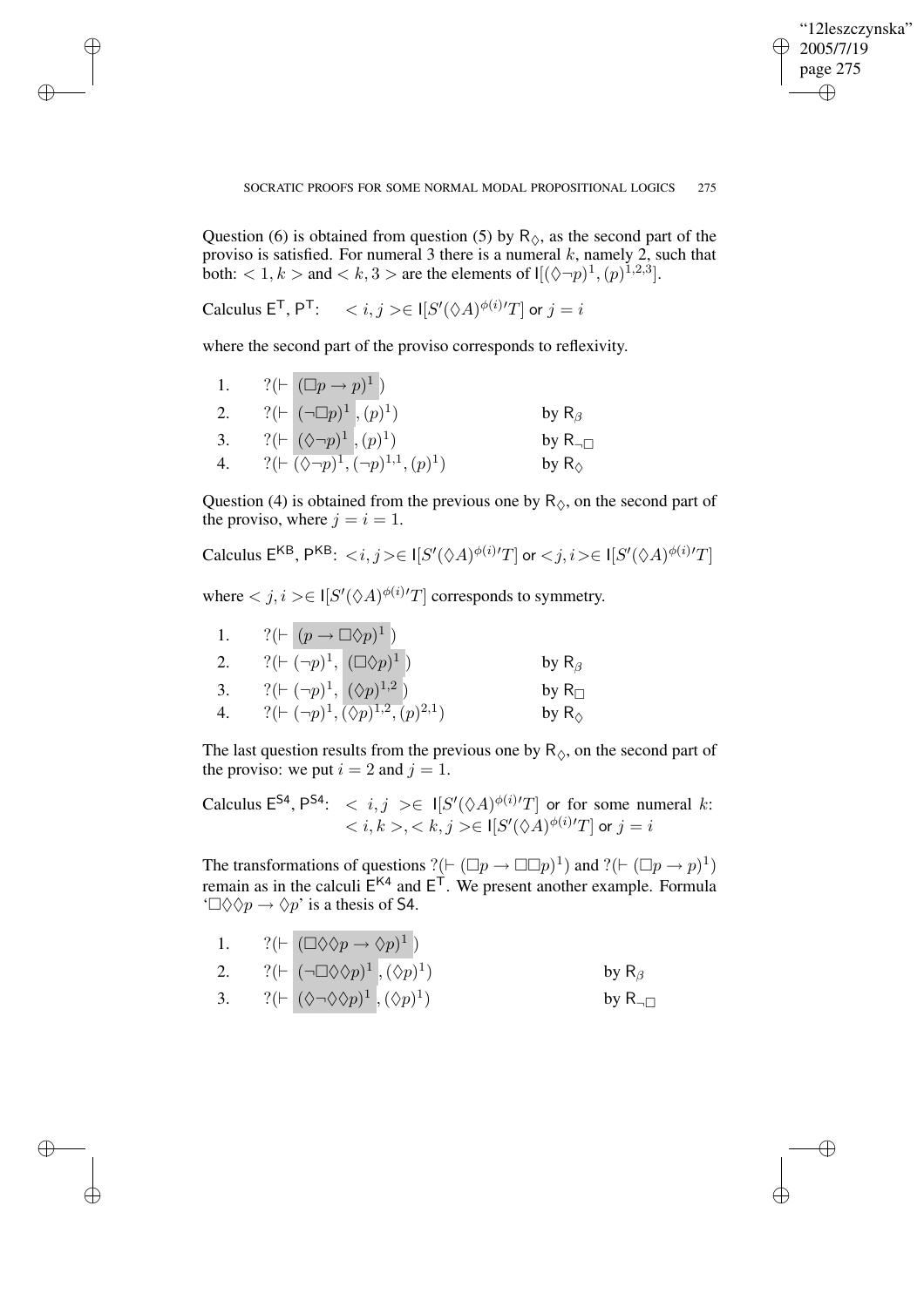Question (6) is obtained from question (5) by $\mathsf{R}_\Diamond$, as the second part of the proviso is satisfied. For numeral 3 there is a numeral $k$, namely 2, such that both: $< 1, k >$ and $< k, 3 >$ are the elements of $\mathsf{I}[(\Diamond\neg p)^1, (p)^{1,2,3}]$.

Calculus $\mathsf{E}^\mathsf{T}$, $\mathsf{P}^\mathsf{T}$: $\quad < i, j > \in \mathsf{I}[S'(\Diamond A)^{\phi(i)\prime}T]$ or $j = i$

where the second part of the proviso corresponds to reflexivity.

| | | |
|---|---|---|
| 1. | $?(\vdash (\Box p \to p)^1)$ | |
| 2. | $?(\vdash (\neg\Box p)^1, (p)^1)$ | by $\mathsf{R}_\beta$ |
| 3. | $?(\vdash (\Diamond\neg p)^1, (p)^1)$ | by $\mathsf{R}_{\neg\Box}$ |
| 4. | $?(\vdash (\Diamond\neg p)^1, (\neg p)^{1,1}, (p)^1)$ | by $\mathsf{R}_\Diamond$ |

Question (4) is obtained from the previous one by $\mathsf{R}_\Diamond$, on the second part of the proviso, where $j = i = 1$.

Calculus $\mathsf{E}^{\mathsf{KB}}$, $\mathsf{P}^{\mathsf{KB}}$: $<i, j> \in \mathsf{I}[S'(\Diamond A)^{\phi(i)\prime}T]$ or $<j, i> \in \mathsf{I}[S'(\Diamond A)^{\phi(i)\prime}T]$

where $< j, i > \in \mathsf{I}[S'(\Diamond A)^{\phi(i)\prime}T]$ corresponds to symmetry.

| | | |
|---|---|---|
| 1. | $?(\vdash (p \to \Box\Diamond p)^1)$ | |
| 2. | $?(\vdash (\neg p)^1, (\Box\Diamond p)^1)$ | by $\mathsf{R}_\beta$ |
| 3. | $?(\vdash (\neg p)^1, (\Diamond p)^{1,2})$ | by $\mathsf{R}_\Box$ |
| 4. | $?(\vdash (\neg p)^1, (\Diamond p)^{1,2}, (p)^{2,1})$ | by $\mathsf{R}_\Diamond$ |

The last question results from the previous one by $\mathsf{R}_\Diamond$, on the second part of the proviso: we put $i = 2$ and $j = 1$.

Calculus $\mathsf{E}^{\mathsf{S4}}$, $\mathsf{P}^{\mathsf{S4}}$: $< i, j > \in \mathsf{I}[S'(\Diamond A)^{\phi(i)\prime}T]$ or for some numeral $k$: $< i, k >, < k, j > \in \mathsf{I}[S'(\Diamond A)^{\phi(i)\prime}T]$ or $j = i$

The transformations of questions $?(\vdash (\Box p \to \Box\Box p)^1)$ and $?(\vdash (\Box p \to p)^1)$ remain as in the calculi $\mathsf{E}^{\mathsf{K4}}$ and $\mathsf{E}^\mathsf{T}$. We present another example. Formula '$\Box\Diamond\Diamond p \to \Diamond p$' is a thesis of S4.

| | | |
|---|---|---|
| 1. | $?(\vdash (\Box\Diamond\Diamond p \to \Diamond p)^1)$ | |
| 2. | $?(\vdash (\neg\Box\Diamond\Diamond p)^1, (\Diamond p)^1)$ | by $\mathsf{R}_\beta$ |
| 3. | $?(\vdash (\Diamond\neg\Diamond\Diamond p)^1, (\Diamond p)^1)$ | by $\mathsf{R}_{\neg\Box}$ |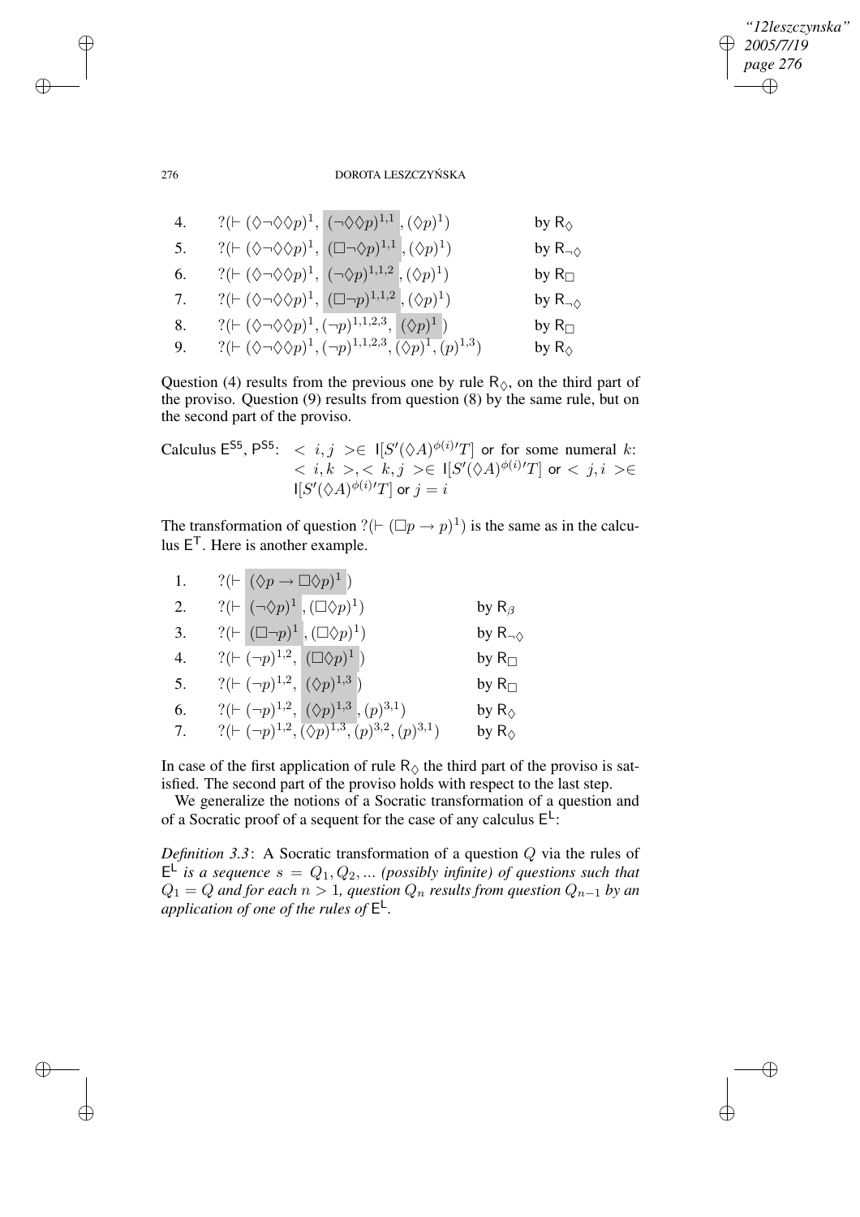| | | |
|---|---|---|
| 4. | $?(\vdash (\Diamond\neg\Diamond\Diamond p)^1,\ (\neg\Diamond\Diamond p)^{1,1}, (\Diamond p)^1)$ | by $\mathsf{R}_\Diamond$ |
| 5. | $?(\vdash (\Diamond\neg\Diamond\Diamond p)^1,\ (\Box\neg\Diamond p)^{1,1}, (\Diamond p)^1)$ | by $\mathsf{R}_{\neg\Diamond}$ |
| 6. | $?(\vdash (\Diamond\neg\Diamond\Diamond p)^1,\ (\neg\Diamond p)^{1,1,2}, (\Diamond p)^1)$ | by $\mathsf{R}_\Box$ |
| 7. | $?(\vdash (\Diamond\neg\Diamond\Diamond p)^1,\ (\Box\neg p)^{1,1,2}, (\Diamond p)^1)$ | by $\mathsf{R}_{\neg\Diamond}$ |
| 8. | $?(\vdash (\Diamond\neg\Diamond\Diamond p)^1, (\neg p)^{1,1,2,3},\ (\Diamond p)^1)$ | by $\mathsf{R}_\Box$ |
| 9. | $?(\vdash (\Diamond\neg\Diamond\Diamond p)^1, (\neg p)^{1,1,2,3}, (\Diamond p)^1, (p)^{1,3})$ | by $\mathsf{R}_\Diamond$ |

Question (4) results from the previous one by rule $\mathsf{R}_\Diamond$, on the third part of the proviso. Question (9) results from question (8) by the same rule, but on the second part of the proviso.

Calculus $\mathsf{E}^{\mathsf{S5}}$, $\mathsf{P}^{\mathsf{S5}}$: $< i, j > \in \mathsf{I}[S'(\Diamond A)^{\phi(i)}{}'T]$ or for some numeral $k$: $< i, k >, < k, j > \in \mathsf{I}[S'(\Diamond A)^{\phi(i)}{}'T]$ or $< j, i > \in \mathsf{I}[S'(\Diamond A)^{\phi(i)}{}'T]$ or $j = i$

The transformation of question $?(\vdash (\Box p \rightarrow p)^1)$ is the same as in the calculus $\mathsf{E}^{\mathsf{T}}$. Here is another example.

| | | |
|---|---|---|
| 1. | $?(\vdash\ (\Diamond p \rightarrow \Box\Diamond p)^1\ )$ | |
| 2. | $?(\vdash\ (\neg\Diamond p)^1, (\Box\Diamond p)^1)$ | by $\mathsf{R}_\beta$ |
| 3. | $?(\vdash\ (\Box\neg p)^1, (\Box\Diamond p)^1)$ | by $\mathsf{R}_{\neg\Diamond}$ |
| 4. | $?(\vdash (\neg p)^{1,2},\ (\Box\Diamond p)^1\ )$ | by $\mathsf{R}_\Box$ |
| 5. | $?(\vdash (\neg p)^{1,2},\ (\Diamond p)^{1,3}\ )$ | by $\mathsf{R}_\Box$ |
| 6. | $?(\vdash (\neg p)^{1,2},\ (\Diamond p)^{1,3}, (p)^{3,1})$ | by $\mathsf{R}_\Diamond$ |
| 7. | $?(\vdash (\neg p)^{1,2}, (\Diamond p)^{1,3}, (p)^{3,2}, (p)^{3,1})$ | by $\mathsf{R}_\Diamond$ |

In case of the first application of rule $\mathsf{R}_\Diamond$ the third part of the proviso is satisfied. The second part of the proviso holds with respect to the last step.

We generalize the notions of a Socratic transformation of a question and of a Socratic proof of a sequent for the case of any calculus $\mathsf{E}^{\mathsf{L}}$:

*Definition 3.3*: A Socratic transformation of a question $Q$ via the rules of $\mathsf{E}^{\mathsf{L}}$ *is a sequence* $s = Q_1, Q_2, ...$ *(possibly infinite) of questions such that* $Q_1 = Q$ *and for each* $n > 1$*, question* $Q_n$ *results from question* $Q_{n-1}$ *by an application of one of the rules of* $\mathsf{E}^{\mathsf{L}}$.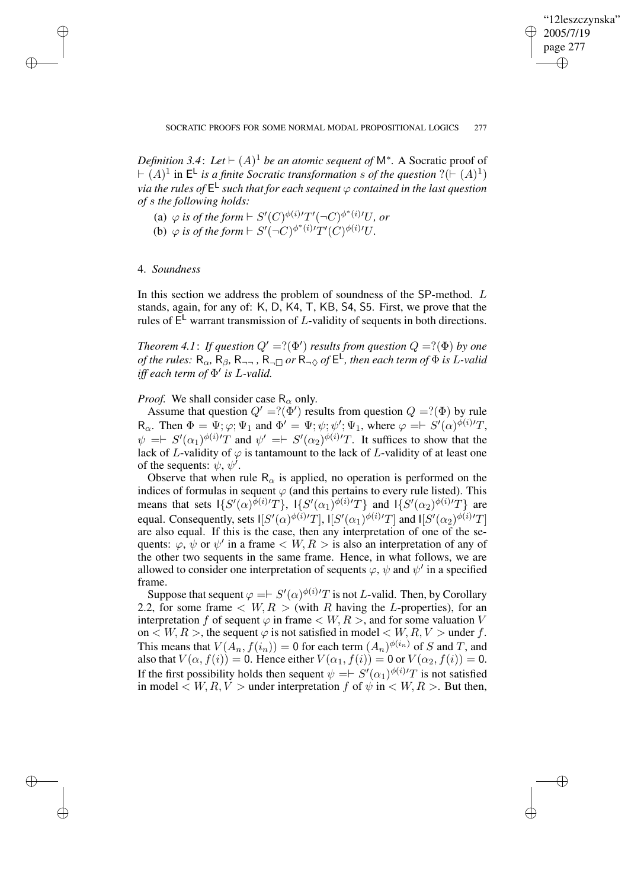*Definition 3.4*: *Let* $\vdash (A)^1$ *be an atomic sequent of* $\mathsf{M}^*$. A Socratic proof of $\vdash (A)^1$ in $\mathsf{E}^{\mathsf{L}}$ *is a finite Socratic transformation* $s$ *of the question* $?(\vdash (A)^1)$ *via the rules of* $\mathsf{E}^{\mathsf{L}}$ *such that for each sequent* $\varphi$ *contained in the last question of* $s$ *the following holds:*

(a) $\varphi$ *is of the form* $\vdash S'(C)^{\phi(i)}{}'T'(\neg C)^{\phi^*(i)}{}'U$, *or*

(b) $\varphi$ *is of the form* $\vdash S'(\neg C)^{\phi^*(i)}{}'T'(C)^{\phi(i)}{}'U$.

## 4. *Soundness*

In this section we address the problem of soundness of the SP-method. $L$ stands, again, for any of: K, D, K4, T, KB, S4, S5. First, we prove that the rules of $\mathsf{E}^{\mathsf{L}}$ warrant transmission of $L$-validity of sequents in both directions.

*Theorem 4.1*: *If question* $Q' = ?(\Phi')$ *results from question* $Q = ?(\Phi)$ *by one of the rules:* $\mathsf{R}_\alpha$, $\mathsf{R}_\beta$, $\mathsf{R}_{\neg\neg}$, $\mathsf{R}_{\neg\Box}$ *or* $\mathsf{R}_{\neg\Diamond}$ *of* $\mathsf{E}^{\mathsf{L}}$, *then each term of* $\Phi$ *is* $L$*-valid iff each term of* $\Phi'$ *is* $L$*-valid.*

*Proof.* We shall consider case $\mathsf{R}_\alpha$ only.

Assume that question $Q' = ?(\Phi')$ results from question $Q = ?(\Phi)$ by rule $\mathsf{R}_\alpha$. Then $\Phi = \Psi; \varphi; \Psi_1$ and $\Phi' = \Psi; \psi; \psi'; \Psi_1$, where $\varphi = \vdash S'(\alpha)^{\phi(i)}{}'T$, $\psi = \vdash S'(\alpha_1)^{\phi(i)}{}'T$ and $\psi' = \vdash S'(\alpha_2)^{\phi(i)}{}'T$. It suffices to show that the lack of $L$-validity of $\varphi$ is tantamount to the lack of $L$-validity of at least one of the sequents: $\psi$, $\psi'$.

Observe that when rule $\mathsf{R}_\alpha$ is applied, no operation is performed on the indices of formulas in sequent $\varphi$ (and this pertains to every rule listed). This means that sets $\mathsf{I}\{S'(\alpha)^{\phi(i)}{}'T\}$, $\mathsf{I}\{S'(\alpha_1)^{\phi(i)}{}'T\}$ and $\mathsf{I}\{S'(\alpha_2)^{\phi(i)}{}'T\}$ are equal. Consequently, sets $\mathsf{I}[S'(\alpha)^{\phi(i)}{}'T]$, $\mathsf{I}[S'(\alpha_1)^{\phi(i)}{}'T]$ and $\mathsf{I}[S'(\alpha_2)^{\phi(i)}{}'T]$ are also equal. If this is the case, then any interpretation of one of the sequents: $\varphi$, $\psi$ or $\psi'$ in a frame $< W, R >$ is also an interpretation of any of the other two sequents in the same frame. Hence, in what follows, we are allowed to consider one interpretation of sequents $\varphi$, $\psi$ and $\psi'$ in a specified frame.

Suppose that sequent $\varphi = \vdash S'(\alpha)^{\phi(i)}{}'T$ is not $L$-valid. Then, by Corollary 2.2, for some frame $< W, R >$ (with $R$ having the $L$-properties), for an interpretation $f$ of sequent $\varphi$ in frame $< W, R >$, and for some valuation $V$ on $< W, R >$, the sequent $\varphi$ is not satisfied in model $< W, R, V >$ under $f$. This means that $V(A_n, f(i_n)) = 0$ for each term $(A_n)^{\phi(i_n)}$ of $S$ and $T$, and also that $V(\alpha, f(i)) = 0$. Hence either $V(\alpha_1, f(i)) = 0$ or $V(\alpha_2, f(i)) = 0$. If the first possibility holds then sequent $\psi = \vdash S'(\alpha_1)^{\phi(i)}{}'T$ is not satisfied in model $< W, R, V >$ under interpretation $f$ of $\psi$ in $< W, R >$. But then,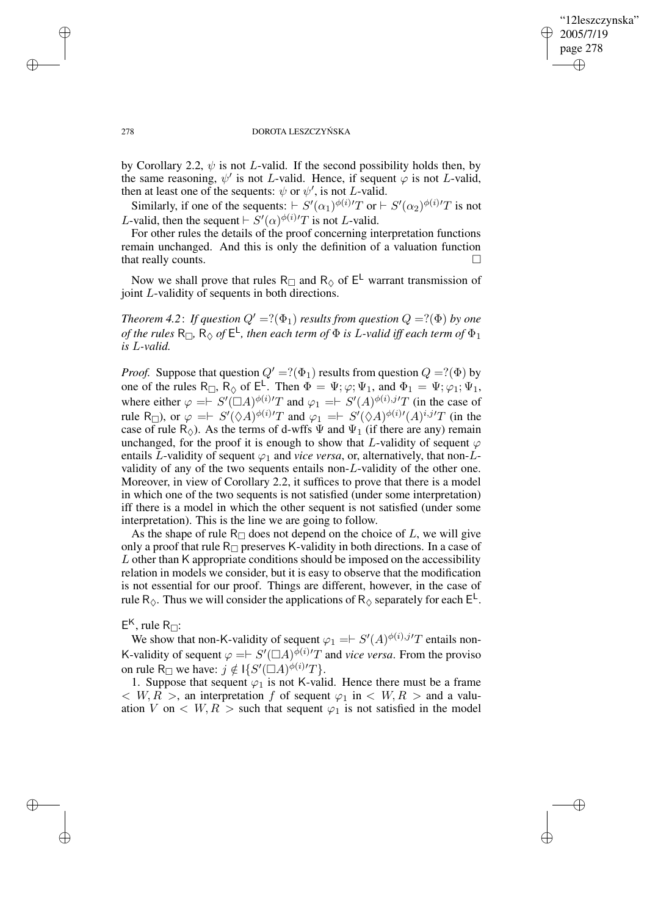by Corollary 2.2, $\psi$ is not $L$-valid. If the second possibility holds then, by the same reasoning, $\psi'$ is not $L$-valid. Hence, if sequent $\varphi$ is not $L$-valid, then at least one of the sequents: $\psi$ or $\psi'$, is not $L$-valid.

Similarly, if one of the sequents: $\vdash S'(\alpha_1)^{\phi(i)\prime}T$ or $\vdash S'(\alpha_2)^{\phi(i)\prime}T$ is not $L$-valid, then the sequent $\vdash S'(\alpha)^{\phi(i)\prime}T$ is not $L$-valid.

For other rules the details of the proof concerning interpretation functions remain unchanged. And this is only the definition of a valuation function that really counts. $\square$

Now we shall prove that rules $\mathsf{R}_\Box$ and $\mathsf{R}_\Diamond$ of $\mathsf{E}^\mathsf{L}$ warrant transmission of joint $L$-validity of sequents in both directions.

*Theorem 4.2*: *If question $Q' = ?(\Phi_1)$ results from question $Q = ?(\Phi)$ by one of the rules $\mathsf{R}_\Box$, $\mathsf{R}_\Diamond$ of $\mathsf{E}^\mathsf{L}$, then each term of $\Phi$ is $L$-valid iff each term of $\Phi_1$ is $L$-valid.*

*Proof.* Suppose that question $Q' = ?(\Phi_1)$ results from question $Q = ?(\Phi)$ by one of the rules $\mathsf{R}_\Box$, $\mathsf{R}_\Diamond$ of $\mathsf{E}^\mathsf{L}$. Then $\Phi = \Psi; \varphi; \Psi_1$, and $\Phi_1 = \Psi; \varphi_1; \Psi_1$, where either $\varphi = \vdash S'(\Box A)^{\phi(i)\prime}T$ and $\varphi_1 = \vdash S'(A)^{\phi(i),j\prime}T$ (in the case of rule $\mathsf{R}_\Box$), or $\varphi = \vdash S'(\Diamond A)^{\phi(i)\prime}T$ and $\varphi_1 = \vdash S'(\Diamond A)^{\phi(i)\prime}(A)^{i,j\prime}T$ (in the case of rule $\mathsf{R}_\Diamond$). As the terms of d-wffs $\Psi$ and $\Psi_1$ (if there are any) remain unchanged, for the proof it is enough to show that $L$-validity of sequent $\varphi$ entails $L$-validity of sequent $\varphi_1$ and *vice versa*, or, alternatively, that non-$L$-validity of any of the two sequents entails non-$L$-validity of the other one. Moreover, in view of Corollary 2.2, it suffices to prove that there is a model in which one of the two sequents is not satisfied (under some interpretation) iff there is a model in which the other sequent is not satisfied (under some interpretation). This is the line we are going to follow.

As the shape of rule $\mathsf{R}_\Box$ does not depend on the choice of $L$, we will give only a proof that rule $\mathsf{R}_\Box$ preserves $\mathsf{K}$-validity in both directions. In a case of $L$ other than $\mathsf{K}$ appropriate conditions should be imposed on the accessibility relation in models we consider, but it is easy to observe that the modification is not essential for our proof. Things are different, however, in the case of rule $\mathsf{R}_\Diamond$. Thus we will consider the applications of $\mathsf{R}_\Diamond$ separately for each $\mathsf{E}^\mathsf{L}$.

$\mathsf{E}^\mathsf{K}$, rule $\mathsf{R}_\Box$:

We show that non-$\mathsf{K}$-validity of sequent $\varphi_1 = \vdash S'(A)^{\phi(i),j\prime}T$ entails non-$\mathsf{K}$-validity of sequent $\varphi = \vdash S'(\Box A)^{\phi(i)\prime}T$ and *vice versa*. From the proviso on rule $\mathsf{R}_\Box$ we have: $j \notin \mathsf{I}\{S'(\Box A)^{\phi(i)\prime}T\}$.

1. Suppose that sequent $\varphi_1$ is not $\mathsf{K}$-valid. Hence there must be a frame $< W, R >$, an interpretation $f$ of sequent $\varphi_1$ in $< W, R >$ and a valuation $V$ on $< W, R >$ such that sequent $\varphi_1$ is not satisfied in the model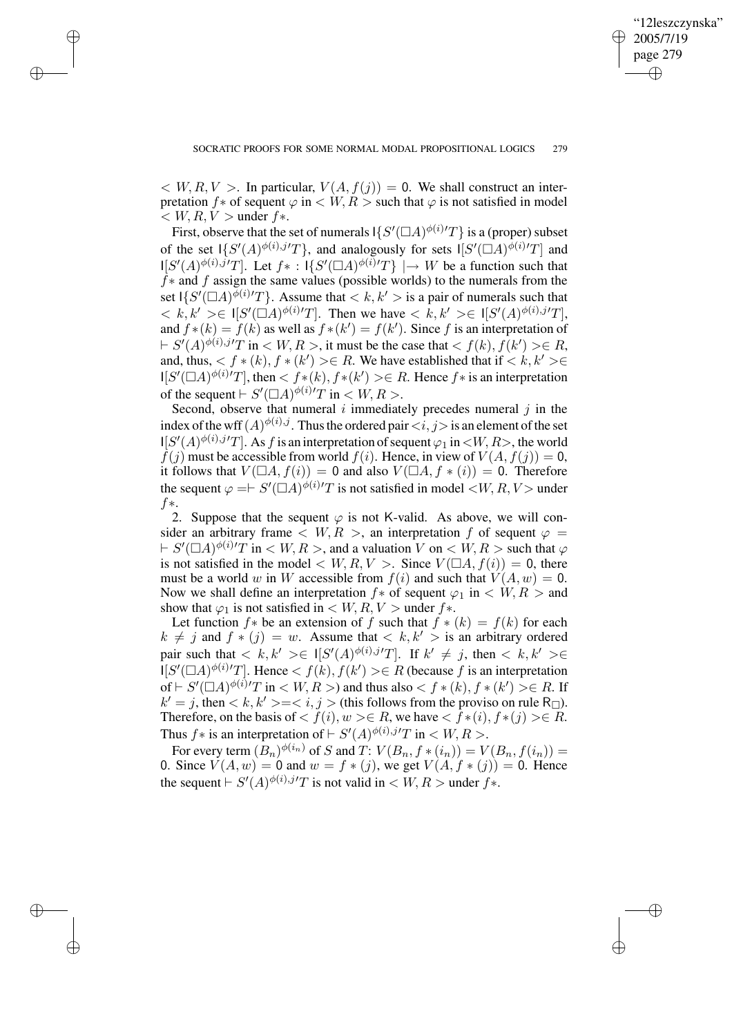$< W, R, V >$. In particular, $V(A, f(j)) = 0$. We shall construct an interpretation $f*$ of sequent $\varphi$ in $< W, R >$ such that $\varphi$ is not satisfied in model $< W, R, V >$ under $f*$.

First, observe that the set of numerals $\mathsf{I}\{S'(\Box A)^{\phi(i)\prime}T\}$ is a (proper) subset of the set $\mathsf{I}\{S'(A)^{\phi(i),j\prime}T\}$, and analogously for sets $\mathsf{I}[S'(\Box A)^{\phi(i)\prime}T]$ and $\mathsf{I}[S'(A)^{\phi(i),j\prime}T]$. Let $f* : \mathsf{I}\{S'(\Box A)^{\phi(i)\prime}T\} \mid\rightarrow W$ be a function such that $f*$ and $f$ assign the same values (possible worlds) to the numerals from the set $\mathsf{I}\{S'(\Box A)^{\phi(i)\prime}T\}$. Assume that $< k, k' >$ is a pair of numerals such that $< k, k' > \in \mathsf{I}[S'(\Box A)^{\phi(i)\prime}T]$. Then we have $< k, k' > \in \mathsf{I}[S'(A)^{\phi(i),j\prime}T]$, and $f*(k) = f(k)$ as well as $f*(k') = f(k')$. Since $f$ is an interpretation of $\vdash S'(A)^{\phi(i),j\prime}T$ in $< W, R >$, it must be the case that $< f(k), f(k') > \in R$, and, thus, $< f*(k), f*(k') > \in R$. We have established that if $< k, k' > \in \mathsf{I}[S'(\Box A)^{\phi(i)\prime}T]$, then $< f*(k), f*(k') > \in R$. Hence $f*$ is an interpretation of the sequent $\vdash S'(\Box A)^{\phi(i)\prime}T$ in $< W, R >$.

Second, observe that numeral $i$ immediately precedes numeral $j$ in the index of the wff $(A)^{\phi(i),j}$. Thus the ordered pair $<i, j>$ is an element of the set $\mathsf{I}[S'(A)^{\phi(i),j\prime}T]$. As $f$ is an interpretation of sequent $\varphi_1$ in $<W, R>$, the world $f(j)$ must be accessible from world $f(i)$. Hence, in view of $V(A, f(j)) = 0$, it follows that $V(\Box A, f(i)) = 0$ and also $V(\Box A, f*(i)) = 0$. Therefore the sequent $\varphi = \vdash S'(\Box A)^{\phi(i)\prime}T$ is not satisfied in model $<W, R, V>$ under $f*$.

2. Suppose that the sequent $\varphi$ is not K-valid. As above, we will consider an arbitrary frame $< W, R >$, an interpretation $f$ of sequent $\varphi = \vdash S'(\Box A)^{\phi(i)\prime}T$ in $< W, R >$, and a valuation $V$ on $< W, R >$ such that $\varphi$ is not satisfied in the model $< W, R, V >$. Since $V(\Box A, f(i)) = 0$, there must be a world $w$ in $W$ accessible from $f(i)$ and such that $V(A, w) = 0$. Now we shall define an interpretation $f*$ of sequent $\varphi_1$ in $< W, R >$ and show that $\varphi_1$ is not satisfied in $< W, R, V >$ under $f*$.

Let function $f*$ be an extension of $f$ such that $f*(k) = f(k)$ for each $k \neq j$ and $f*(j) = w$. Assume that $< k, k' >$ is an arbitrary ordered pair such that $< k, k' > \in \mathsf{I}[S'(A)^{\phi(i),j\prime}T]$. If $k' \neq j$, then $< k, k' > \in \mathsf{I}[S'(\Box A)^{\phi(i)\prime}T]$. Hence $< f(k), f(k') > \in R$ (because $f$ is an interpretation of $\vdash S'(\Box A)^{\phi(i)\prime}T$ in $< W, R >$) and thus also $< f*(k), f*(k') > \in R$. If $k' = j$, then $< k, k' > = < i, j >$ (this follows from the proviso on rule $\mathsf{R}_\Box$). Therefore, on the basis of $< f(i), w > \in R$, we have $< f*(i), f*(j) > \in R$. Thus $f*$ is an interpretation of $\vdash S'(A)^{\phi(i),j\prime}T$ in $< W, R >$.

For every term $(B_n)^{\phi(i_n)}$ of $S$ and $T$: $V(B_n, f*(i_n)) = V(B_n, f(i_n)) = 0$. Since $V(A, w) = 0$ and $w = f*(j)$, we get $V(A, f*(j)) = 0$. Hence the sequent $\vdash S'(A)^{\phi(i),j\prime}T$ is not valid in $< W, R >$ under $f*$.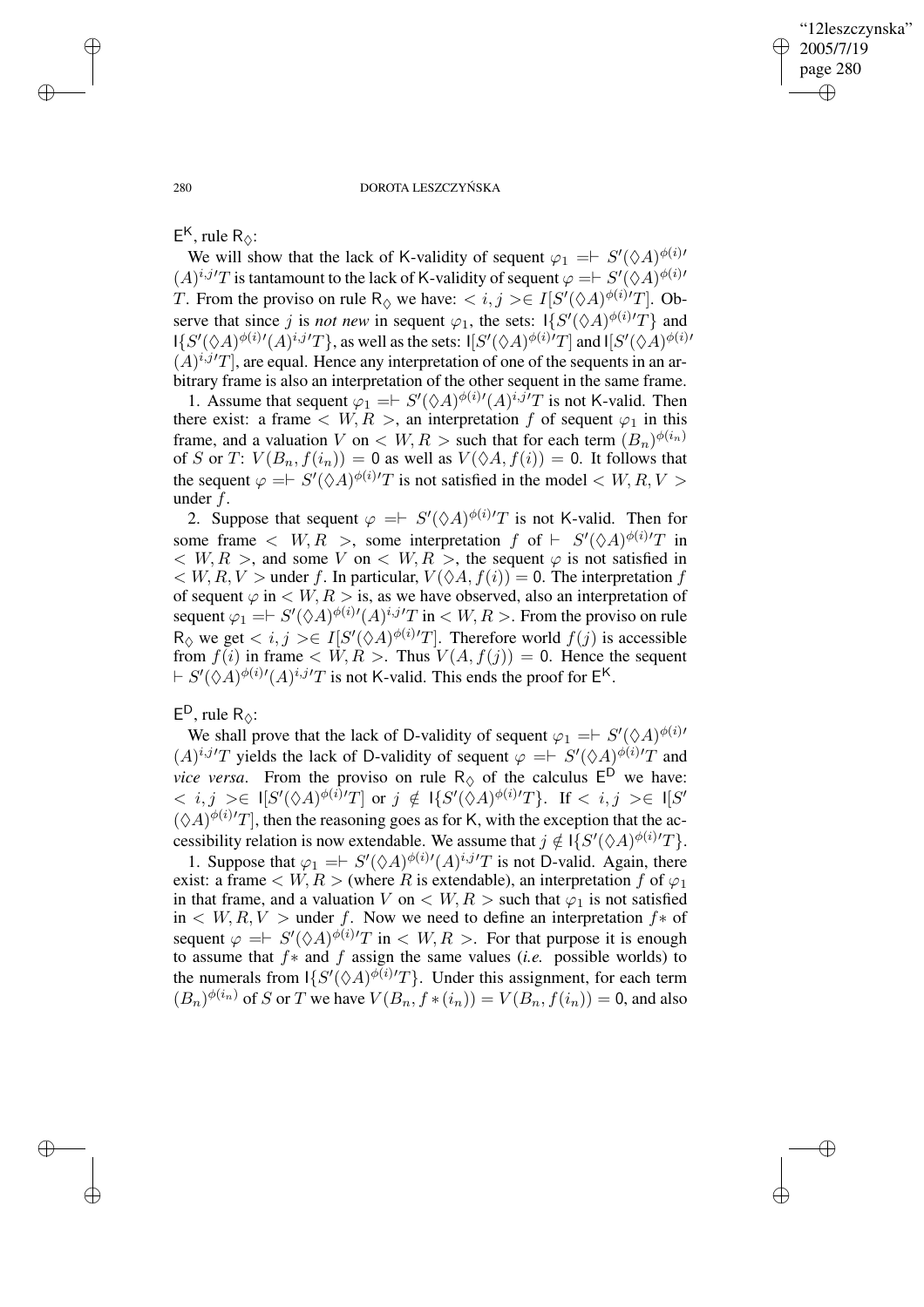$\mathsf{E}^\mathsf{K}$, rule $\mathsf{R}_\Diamond$:

We will show that the lack of K-validity of sequent $\varphi_1 =\vdash S'(\Diamond A)^{\phi(i)\prime}(A)^{i,j\prime}T$ is tantamount to the lack of K-validity of sequent $\varphi =\vdash S'(\Diamond A)^{\phi(i)\prime}T$. From the proviso on rule $\mathsf{R}_\Diamond$ we have: $< i, j > \in I[S'(\Diamond A)^{\phi(i)\prime}T]$. Observe that since $j$ is *not new* in sequent $\varphi_1$, the sets: $\mathsf{I}\{S'(\Diamond A)^{\phi(i)\prime}T\}$ and $\mathsf{I}\{S'(\Diamond A)^{\phi(i)\prime}(A)^{i,j\prime}T\}$, as well as the sets: $\mathsf{I}[S'(\Diamond A)^{\phi(i)\prime}T]$ and $\mathsf{I}[S'(\Diamond A)^{\phi(i)\prime}(A)^{i,j\prime}T]$, are equal. Hence any interpretation of one of the sequents in an arbitrary frame is also an interpretation of the other sequent in the same frame.

1. Assume that sequent $\varphi_1 =\vdash S'(\Diamond A)^{\phi(i)\prime}(A)^{i,j\prime}T$ is not K-valid. Then there exist: a frame $< W, R >$, an interpretation $f$ of sequent $\varphi_1$ in this frame, and a valuation $V$ on $< W, R >$ such that for each term $(B_n)^{\phi(i_n)}$ of $S$ or $T$: $V(B_n, f(i_n)) = 0$ as well as $V(\Diamond A, f(i)) = 0$. It follows that the sequent $\varphi =\vdash S'(\Diamond A)^{\phi(i)\prime}T$ is not satisfied in the model $< W, R, V >$ under $f$.

2. Suppose that sequent $\varphi =\vdash S'(\Diamond A)^{\phi(i)\prime}T$ is not K-valid. Then for some frame $< W, R >$, some interpretation $f$ of $\vdash S'(\Diamond A)^{\phi(i)\prime}T$ in $< W, R >$, and some $V$ on $< W, R >$, the sequent $\varphi$ is not satisfied in $< W, R, V >$ under $f$. In particular, $V(\Diamond A, f(i)) = 0$. The interpretation $f$ of sequent $\varphi$ in $< W, R >$ is, as we have observed, also an interpretation of sequent $\varphi_1 =\vdash S'(\Diamond A)^{\phi(i)\prime}(A)^{i,j\prime}T$ in $< W, R >$. From the proviso on rule $\mathsf{R}_\Diamond$ we get $< i, j > \in I[S'(\Diamond A)^{\phi(i)\prime}T]$. Therefore world $f(j)$ is accessible from $f(i)$ in frame $< W, R >$. Thus $V(A, f(j)) = 0$. Hence the sequent $\vdash S'(\Diamond A)^{\phi(i)\prime}(A)^{i,j\prime}T$ is not K-valid. This ends the proof for $\mathsf{E}^\mathsf{K}$.

$\mathsf{E}^\mathsf{D}$, rule $\mathsf{R}_\Diamond$:

We shall prove that the lack of D-validity of sequent $\varphi_1 =\vdash S'(\Diamond A)^{\phi(i)\prime}(A)^{i,j\prime}T$ yields the lack of D-validity of sequent $\varphi =\vdash S'(\Diamond A)^{\phi(i)\prime}T$ and *vice versa*. From the proviso on rule $\mathsf{R}_\Diamond$ of the calculus $\mathsf{E}^\mathsf{D}$ we have: $< i, j > \in \mathsf{I}[S'(\Diamond A)^{\phi(i)\prime}T]$ or $j \notin \mathsf{I}\{S'(\Diamond A)^{\phi(i)\prime}T\}$. If $< i, j > \in \mathsf{I}[S'(\Diamond A)^{\phi(i)\prime}T]$, then the reasoning goes as for K, with the exception that the accessibility relation is now extendable. We assume that $j \notin \mathsf{I}\{S'(\Diamond A)^{\phi(i)\prime}T\}$.

1. Suppose that $\varphi_1 =\vdash S'(\Diamond A)^{\phi(i)\prime}(A)^{i,j\prime}T$ is not D-valid. Again, there exist: a frame $< W, R >$ (where $R$ is extendable), an interpretation $f$ of $\varphi_1$ in that frame, and a valuation $V$ on $< W, R >$ such that $\varphi_1$ is not satisfied in $< W, R, V >$ under $f$. Now we need to define an interpretation $f*$ of sequent $\varphi =\vdash S'(\Diamond A)^{\phi(i)\prime}T$ in $< W, R >$. For that purpose it is enough to assume that $f*$ and $f$ assign the same values (*i.e.* possible worlds) to the numerals from $\mathsf{I}\{S'(\Diamond A)^{\phi(i)\prime}T\}$. Under this assignment, for each term $(B_n)^{\phi(i_n)}$ of $S$ or $T$ we have $V(B_n, f*(i_n)) = V(B_n, f(i_n)) = 0$, and also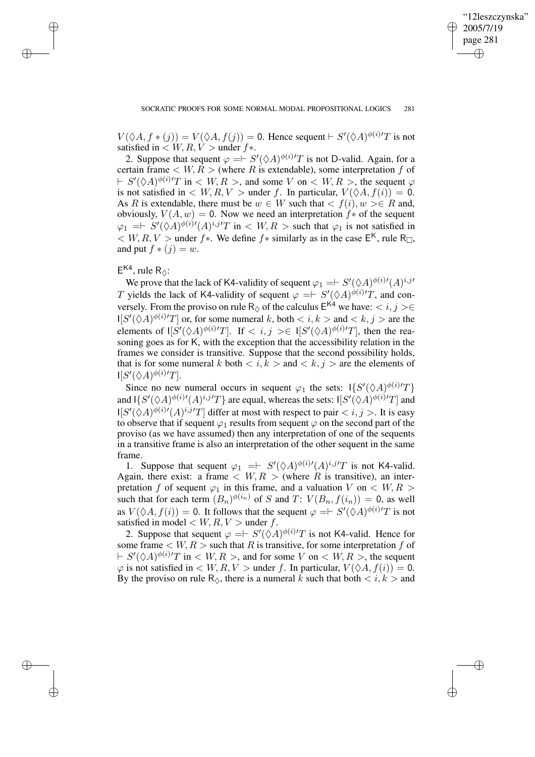$V(\Diamond A, f*(j)) = V(\Diamond A, f(j)) = 0$. Hence sequent $\vdash S'(\Diamond A)^{\phi(i)\prime}T$ is not satisfied in $< W, R, V >$ under $f*$.

2. Suppose that sequent $\varphi = \vdash S'(\Diamond A)^{\phi(i)\prime}T$ is not D-valid. Again, for a certain frame $< W, R >$ (where $R$ is extendable), some interpretation $f$ of $\vdash S'(\Diamond A)^{\phi(i)\prime}T$ in $< W, R >$, and some $V$ on $< W, R >$, the sequent $\varphi$ is not satisfied in $< W, R, V >$ under $f$. In particular, $V(\Diamond A, f(i)) = 0$. As $R$ is extendable, there must be $w \in W$ such that $< f(i), w > \in R$ and, obviously, $V(A, w) = 0$. Now we need an interpretation $f*$ of the sequent $\varphi_1 = \vdash S'(\Diamond A)^{\phi(i)\prime}(A)^{i,j\prime}T$ in $< W, R >$ such that $\varphi_1$ is not satisfied in $< W, R, V >$ under $f*$. We define $f*$ similarly as in the case $\mathsf{E}^{\mathsf{K}}$, rule $\mathsf{R}_{\Box}$, and put $f*(j) = w$.

$\mathsf{E}^{\mathsf{K4}}$, rule $\mathsf{R}_{\Diamond}$:

We prove that the lack of K4-validity of sequent $\varphi_1 = \vdash S'(\Diamond A)^{\phi(i)\prime}(A)^{i,j\prime}T$ yields the lack of K4-validity of sequent $\varphi = \vdash S'(\Diamond A)^{\phi(i)\prime}T$, and conversely. From the proviso on rule $\mathsf{R}_{\Diamond}$ of the calculus $\mathsf{E}^{\mathsf{K4}}$ we have: $< i, j > \in \mathsf{I}[S'(\Diamond A)^{\phi(i)\prime}T]$ or, for some numeral $k$, both $< i, k >$ and $< k, j >$ are the elements of $\mathsf{I}[S'(\Diamond A)^{\phi(i)\prime}T]$. If $< i, j > \in \mathsf{I}[S'(\Diamond A)^{\phi(i)\prime}T]$, then the reasoning goes as for K, with the exception that the accessibility relation in the frames we consider is transitive. Suppose that the second possibility holds, that is for some numeral $k$ both $< i, k >$ and $< k, j >$ are the elements of $\mathsf{I}[S'(\Diamond A)^{\phi(i)\prime}T]$.

Since no new numeral occurs in sequent $\varphi_1$ the sets: $\mathsf{I}\{S'(\Diamond A)^{\phi(i)\prime}T\}$ and $\mathsf{I}\{S'(\Diamond A)^{\phi(i)\prime}(A)^{i,j\prime}T\}$ are equal, whereas the sets: $\mathsf{I}[S'(\Diamond A)^{\phi(i)\prime}T]$ and $\mathsf{I}[S'(\Diamond A)^{\phi(i)\prime}(A)^{i,j\prime}T]$ differ at most with respect to pair $< i, j >$. It is easy to observe that if sequent $\varphi_1$ results from sequent $\varphi$ on the second part of the proviso (as we have assumed) then any interpretation of one of the sequents in a transitive frame is also an interpretation of the other sequent in the same frame.

1. Suppose that sequent $\varphi_1 = \vdash S'(\Diamond A)^{\phi(i)\prime}(A)^{i,j\prime}T$ is not K4-valid. Again, there exist: a frame $< W, R >$ (where $R$ is transitive), an interpretation $f$ of sequent $\varphi_1$ in this frame, and a valuation $V$ on $< W, R >$ such that for each term $(B_n)^{\phi(i_n)}$ of $S$ and $T$: $V(B_n, f(i_n)) = 0$, as well as $V(\Diamond A, f(i)) = 0$. It follows that the sequent $\varphi = \vdash S'(\Diamond A)^{\phi(i)\prime}T$ is not satisfied in model $< W, R, V >$ under $f$.

2. Suppose that sequent $\varphi = \vdash S'(\Diamond A)^{\phi(i)\prime}T$ is not K4-valid. Hence for some frame $< W, R >$ such that $R$ is transitive, for some interpretation $f$ of $\vdash S'(\Diamond A)^{\phi(i)\prime}T$ in $< W, R >$, and for some $V$ on $< W, R >$, the sequent $\varphi$ is not satisfied in $< W, R, V >$ under $f$. In particular, $V(\Diamond A, f(i)) = 0$. By the proviso on rule $\mathsf{R}_{\Diamond}$, there is a numeral $k$ such that both $< i, k >$ and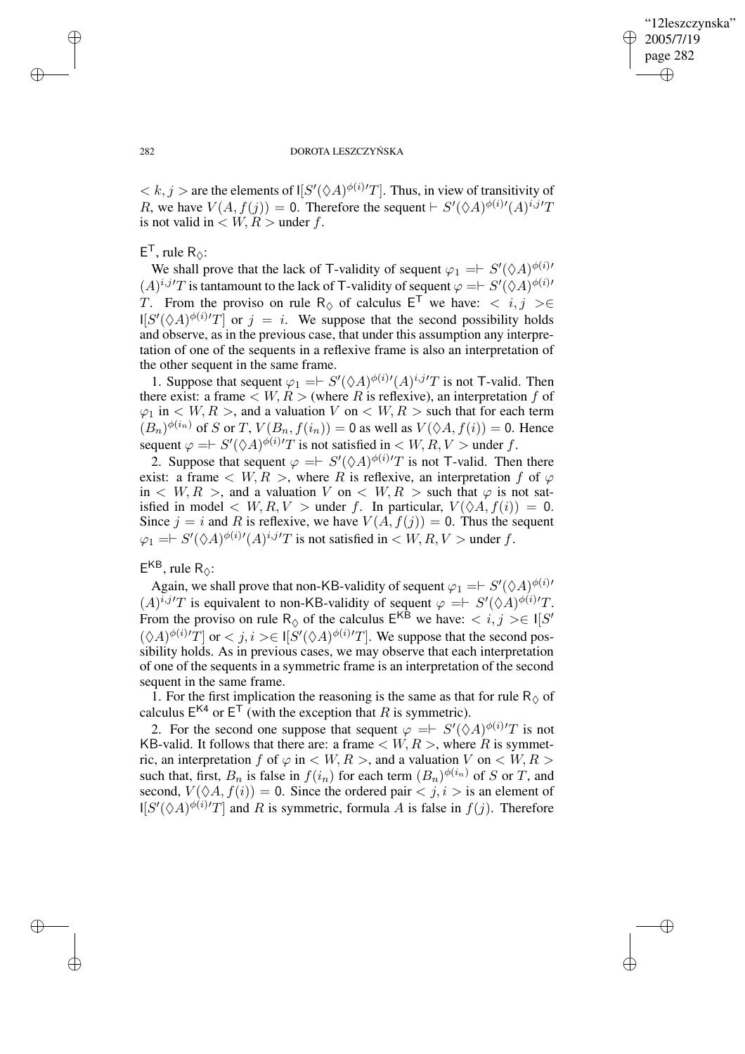$< k, j >$ are the elements of $\mathsf{I}[S'(\Diamond A)^{\phi(i)\prime}T]$. Thus, in view of transitivity of $R$, we have $V(A, f(j)) = 0$. Therefore the sequent $\vdash S'(\Diamond A)^{\phi(i)\prime}(A)^{i,j\prime}T$ is not valid in $< W, R >$ under $f$.

$\mathsf{E}^{\mathsf{T}}$, rule $\mathsf{R}_{\Diamond}$:

We shall prove that the lack of T-validity of sequent $\varphi_1 =\vdash S'(\Diamond A)^{\phi(i)\prime}(A)^{i,j\prime}T$ is tantamount to the lack of T-validity of sequent $\varphi =\vdash S'(\Diamond A)^{\phi(i)\prime}T$. From the proviso on rule $\mathsf{R}_{\Diamond}$ of calculus $\mathsf{E}^{\mathsf{T}}$ we have: $< i, j > \in \mathsf{I}[S'(\Diamond A)^{\phi(i)\prime}T]$ or $j = i$. We suppose that the second possibility holds and observe, as in the previous case, that under this assumption any interpretation of one of the sequents in a reflexive frame is also an interpretation of the other sequent in the same frame.

1. Suppose that sequent $\varphi_1 =\vdash S'(\Diamond A)^{\phi(i)\prime}(A)^{i,j\prime}T$ is not T-valid. Then there exist: a frame $< W, R >$ (where $R$ is reflexive), an interpretation $f$ of $\varphi_1$ in $< W, R >$, and a valuation $V$ on $< W, R >$ such that for each term $(B_n)^{\phi(i_n)}$ of $S$ or $T$, $V(B_n, f(i_n)) = 0$ as well as $V(\Diamond A, f(i)) = 0$. Hence sequent $\varphi =\vdash S'(\Diamond A)^{\phi(i)\prime}T$ is not satisfied in $< W, R, V >$ under $f$.

2. Suppose that sequent $\varphi =\vdash S'(\Diamond A)^{\phi(i)\prime}T$ is not T-valid. Then there exist: a frame $< W, R >$, where $R$ is reflexive, an interpretation $f$ of $\varphi$ in $< W, R >$, and a valuation $V$ on $< W, R >$ such that $\varphi$ is not satisfied in model $< W, R, V >$ under $f$. In particular, $V(\Diamond A, f(i)) = 0$. Since $j = i$ and $R$ is reflexive, we have $V(A, f(j)) = 0$. Thus the sequent $\varphi_1 =\vdash S'(\Diamond A)^{\phi(i)\prime}(A)^{i,j\prime}T$ is not satisfied in $< W, R, V >$ under $f$.

$\mathsf{E}^{\mathsf{KB}}$, rule $\mathsf{R}_{\Diamond}$:

Again, we shall prove that non-KB-validity of sequent $\varphi_1 =\vdash S'(\Diamond A)^{\phi(i)\prime}(A)^{i,j\prime}T$ is equivalent to non-KB-validity of sequent $\varphi =\vdash S'(\Diamond A)^{\phi(i)\prime}T$. From the proviso on rule $\mathsf{R}_{\Diamond}$ of the calculus $\mathsf{E}^{\mathsf{KB}}$ we have: $< i, j > \in \mathsf{I}[S'(\Diamond A)^{\phi(i)\prime}T]$ or $< j, i > \in \mathsf{I}[S'(\Diamond A)^{\phi(i)\prime}T]$. We suppose that the second possibility holds. As in previous cases, we may observe that each interpretation of one of the sequents in a symmetric frame is an interpretation of the second sequent in the same frame.

1. For the first implication the reasoning is the same as that for rule $\mathsf{R}_{\Diamond}$ of calculus $\mathsf{E}^{\mathsf{K4}}$ or $\mathsf{E}^{\mathsf{T}}$ (with the exception that $R$ is symmetric).

2. For the second one suppose that sequent $\varphi =\vdash S'(\Diamond A)^{\phi(i)\prime}T$ is not KB-valid. It follows that there are: a frame $< W, R >$, where $R$ is symmetric, an interpretation $f$ of $\varphi$ in $< W, R >$, and a valuation $V$ on $< W, R >$ such that, first, $B_n$ is false in $f(i_n)$ for each term $(B_n)^{\phi(i_n)}$ of $S$ or $T$, and second, $V(\Diamond A, f(i)) = 0$. Since the ordered pair $< j, i >$ is an element of $\mathsf{I}[S'(\Diamond A)^{\phi(i)\prime}T]$ and $R$ is symmetric, formula $A$ is false in $f(j)$. Therefore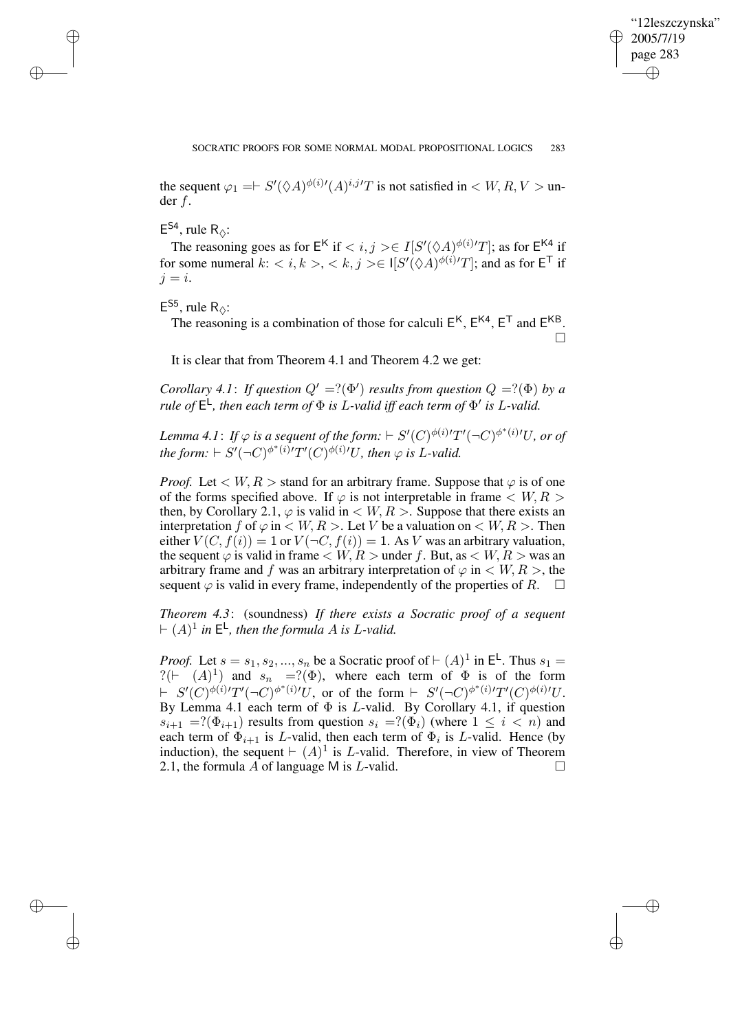the sequent $\varphi_1 = \vdash S'(\Diamond A)^{\phi(i)\prime}(A)^{i,j\prime}T$ is not satisfied in $< W, R, V >$ under $f$.

$\mathsf{E}^{\mathsf{S4}}$, rule $\mathsf{R}_{\Diamond}$:

The reasoning goes as for $\mathsf{E}^{\mathsf{K}}$ if $< i, j > \in I[S'(\Diamond A)^{\phi(i)\prime}T]$; as for $\mathsf{E}^{\mathsf{K4}}$ if for some numeral $k$: $< i, k >, < k, j > \in \mathsf{I}[S'(\Diamond A)^{\phi(i)\prime}T]$; and as for $\mathsf{E}^{\mathsf{T}}$ if $j = i$.

$\mathsf{E}^{\mathsf{S5}}$, rule $\mathsf{R}_{\Diamond}$:

The reasoning is a combination of those for calculi $\mathsf{E}^{\mathsf{K}}$, $\mathsf{E}^{\mathsf{K4}}$, $\mathsf{E}^{\mathsf{T}}$ and $\mathsf{E}^{\mathsf{KB}}$. □

It is clear that from Theorem 4.1 and Theorem 4.2 we get:

*Corollary 4.1*: *If question $Q' = ?(\Phi')$ results from question $Q = ?(\Phi)$ by a rule of $\mathsf{E}^{\mathsf{L}}$, then each term of $\Phi$ is $L$-valid iff each term of $\Phi'$ is $L$-valid.*

*Lemma 4.1*: *If $\varphi$ is a sequent of the form: $\vdash S'(C)^{\phi(i)\prime}T'(\neg C)^{\phi^*(i)\prime}U$, or of the form: $\vdash S'(\neg C)^{\phi^*(i)\prime}T'(C)^{\phi(i)\prime}U$, then $\varphi$ is $L$-valid.*

*Proof.* Let $< W, R >$ stand for an arbitrary frame. Suppose that $\varphi$ is of one of the forms specified above. If $\varphi$ is not interpretable in frame $< W, R >$ then, by Corollary 2.1, $\varphi$ is valid in $< W, R >$. Suppose that there exists an interpretation $f$ of $\varphi$ in $< W, R >$. Let $V$ be a valuation on $< W, R >$. Then either $V(C, f(i)) = 1$ or $V(\neg C, f(i)) = 1$. As $V$ was an arbitrary valuation, the sequent $\varphi$ is valid in frame $< W, R >$ under $f$. But, as $< W, R >$ was an arbitrary frame and $f$ was an arbitrary interpretation of $\varphi$ in $< W, R >$, the sequent $\varphi$ is valid in every frame, independently of the properties of $R$. □

*Theorem 4.3*: (soundness) *If there exists a Socratic proof of a sequent $\vdash (A)^1$ in $\mathsf{E}^{\mathsf{L}}$, then the formula $A$ is $L$-valid.*

*Proof.* Let $s = s_1, s_2, ..., s_n$ be a Socratic proof of $\vdash (A)^1$ in $\mathsf{E}^{\mathsf{L}}$. Thus $s_1 = ?(\vdash (A)^1)$ and $s_n = ?(\Phi)$, where each term of $\Phi$ is of the form $\vdash S'(C)^{\phi(i)\prime}T'(\neg C)^{\phi^*(i)\prime}U$, or of the form $\vdash S'(\neg C)^{\phi^*(i)\prime}T'(C)^{\phi(i)\prime}U$. By Lemma 4.1 each term of $\Phi$ is $L$-valid. By Corollary 4.1, if question $s_{i+1} = ?(\Phi_{i+1})$ results from question $s_i = ?(\Phi_i)$ (where $1 \leq i < n$) and each term of $\Phi_{i+1}$ is $L$-valid, then each term of $\Phi_i$ is $L$-valid. Hence (by induction), the sequent $\vdash (A)^1$ is $L$-valid. Therefore, in view of Theorem 2.1, the formula $A$ of language $\mathsf{M}$ is $L$-valid. □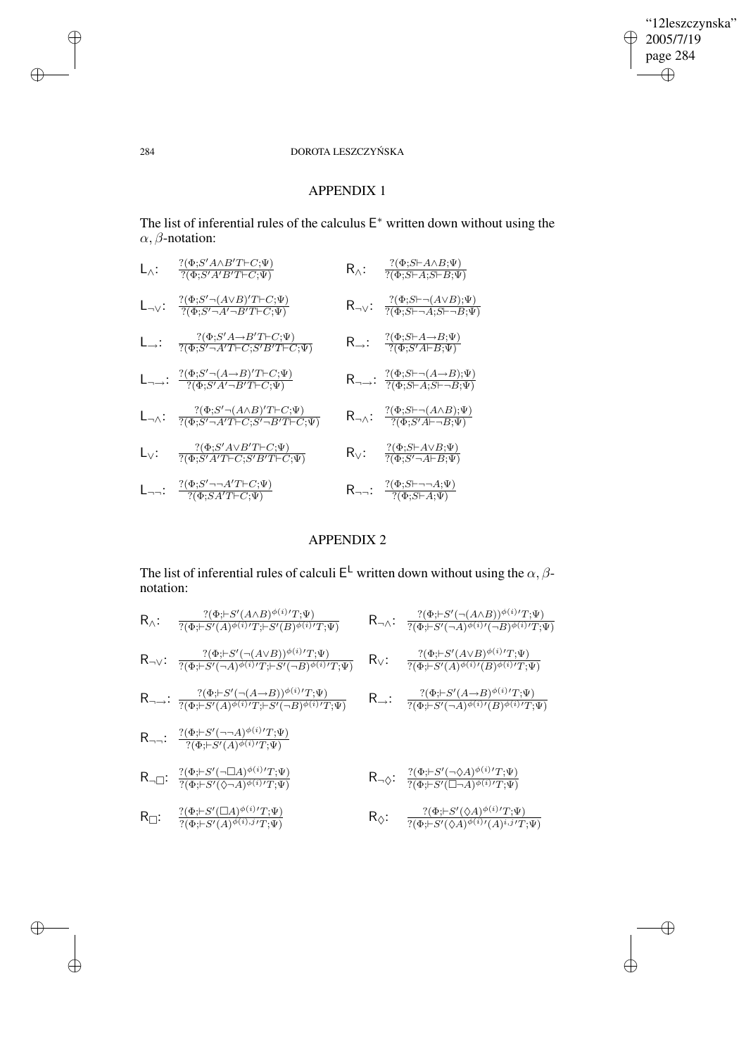## APPENDIX 1

The list of inferential rules of the calculus $\mathsf{E}^*$ written down without using the $\alpha, \beta$-notation:

$\mathsf{L}_\wedge$: $\dfrac{?(\Phi; S' A \wedge B' T \vdash C; \Psi)}{?(\Phi; S' A' B' T \vdash C; \Psi)}$ $\qquad$ $\mathsf{R}_\wedge$: $\dfrac{?(\Phi; S \vdash A \wedge B; \Psi)}{?(\Phi; S \vdash A; S \vdash B; \Psi)}$

$\mathsf{L}_{\neg\vee}$: $\dfrac{?(\Phi; S' \neg(A \vee B)' T \vdash C; \Psi)}{?(\Phi; S' \neg A' \neg B' T \vdash C; \Psi)}$ $\qquad$ $\mathsf{R}_{\neg\vee}$: $\dfrac{?(\Phi; S \vdash \neg(A \vee B); \Psi)}{?(\Phi; S \vdash \neg A; S \vdash \neg B; \Psi)}$

$\mathsf{L}_\rightarrow$: $\dfrac{?(\Phi; S' A \rightarrow B' T \vdash C; \Psi)}{?(\Phi; S' \neg A' T \vdash C; S' B' T \vdash C; \Psi)}$ $\qquad$ $\mathsf{R}_\rightarrow$: $\dfrac{?(\Phi; S \vdash A \rightarrow B; \Psi)}{?(\Phi; S' A \vdash B; \Psi)}$

$\mathsf{L}_{\neg\rightarrow}$: $\dfrac{?(\Phi; S' \neg(A \rightarrow B)' T \vdash C; \Psi)}{?(\Phi; S' A' \neg B' T \vdash C; \Psi)}$ $\qquad$ $\mathsf{R}_{\neg\rightarrow}$: $\dfrac{?(\Phi; S \vdash \neg(A \rightarrow B); \Psi)}{?(\Phi; S \vdash A; S \vdash \neg B; \Psi)}$

$\mathsf{L}_{\neg\wedge}$: $\dfrac{?(\Phi; S' \neg(A \wedge B)' T \vdash C; \Psi)}{?(\Phi; S' \neg A' T \vdash C; S' \neg B' T \vdash C; \Psi)}$ $\qquad$ $\mathsf{R}_{\neg\wedge}$: $\dfrac{?(\Phi; S \vdash \neg(A \wedge B); \Psi)}{?(\Phi; S' A \vdash \neg B; \Psi)}$

$\mathsf{L}_\vee$: $\dfrac{?(\Phi; S' A \vee B' T \vdash C; \Psi)}{?(\Phi; S' A' T \vdash C; S' B' T \vdash C; \Psi)}$ $\qquad$ $\mathsf{R}_\vee$: $\dfrac{?(\Phi; S \vdash A \vee B; \Psi)}{?(\Phi; S' \neg A \vdash B; \Psi)}$

$\mathsf{L}_{\neg\neg}$: $\dfrac{?(\Phi; S' \neg\neg A' T \vdash C; \Psi)}{?(\Phi; S A' T \vdash C; \Psi)}$ $\qquad$ $\mathsf{R}_{\neg\neg}$: $\dfrac{?(\Phi; S \vdash \neg\neg A; \Psi)}{?(\Phi; S \vdash A; \Psi)}$

## APPENDIX 2

The list of inferential rules of calculi $\mathsf{E}^{\mathsf{L}}$ written down without using the $\alpha, \beta$-notation:

$\mathsf{R}_\wedge$: $\dfrac{?(\Phi; \vdash S'(A \wedge B)^{\phi(i)\prime} T; \Psi)}{?(\Phi; \vdash S'(A)^{\phi(i)\prime} T; \vdash S'(B)^{\phi(i)\prime} T; \Psi)}$ $\qquad$ $\mathsf{R}_{\neg\wedge}$: $\dfrac{?(\Phi; \vdash S'(\neg(A \wedge B))^{\phi(i)\prime} T; \Psi)}{?(\Phi; \vdash S'(\neg A)^{\phi(i)\prime}(\neg B)^{\phi(i)\prime} T; \Psi)}$

$\mathsf{R}_{\neg\vee}$: $\dfrac{?(\Phi; \vdash S'(\neg(A \vee B))^{\phi(i)\prime} T; \Psi)}{?(\Phi; \vdash S'(\neg A)^{\phi(i)\prime} T; \vdash S'(\neg B)^{\phi(i)\prime} T; \Psi)}$ $\qquad$ $\mathsf{R}_\vee$: $\dfrac{?(\Phi; \vdash S'(A \vee B)^{\phi(i)\prime} T; \Psi)}{?(\Phi; \vdash S'(A)^{\phi(i)\prime}(B)^{\phi(i)\prime} T; \Psi)}$

$\mathsf{R}_{\neg\rightarrow}$: $\dfrac{?(\Phi; \vdash S'(\neg(A \rightarrow B))^{\phi(i)\prime} T; \Psi)}{?(\Phi; \vdash S'(A)^{\phi(i)\prime} T; \vdash S'(\neg B)^{\phi(i)\prime} T; \Psi)}$ $\qquad$ $\mathsf{R}_\rightarrow$: $\dfrac{?(\Phi; \vdash S'(A \rightarrow B)^{\phi(i)\prime} T; \Psi)}{?(\Phi; \vdash S'(\neg A)^{\phi(i)\prime}(B)^{\phi(i)\prime} T; \Psi)}$

$\mathsf{R}_{\neg\neg}$: $\dfrac{?(\Phi; \vdash S'(\neg\neg A)^{\phi(i)\prime} T; \Psi)}{?(\Phi; \vdash S'(A)^{\phi(i)\prime} T; \Psi)}$

$\mathsf{R}_{\neg\Box}$: $\dfrac{?(\Phi; \vdash S'(\neg\Box A)^{\phi(i)\prime} T; \Psi)}{?(\Phi; \vdash S'(\Diamond\neg A)^{\phi(i)\prime} T; \Psi)}$ $\qquad$ $\mathsf{R}_{\neg\Diamond}$: $\dfrac{?(\Phi; \vdash S'(\neg\Diamond A)^{\phi(i)\prime} T; \Psi)}{?(\Phi; \vdash S'(\Box\neg A)^{\phi(i)\prime} T; \Psi)}$

$\mathsf{R}_\Box$: $\dfrac{?(\Phi; \vdash S'(\Box A)^{\phi(i)\prime} T; \Psi)}{?(\Phi; \vdash S'(A)^{\phi(i).j\prime} T; \Psi)}$ $\qquad$ $\mathsf{R}_\Diamond$: $\dfrac{?(\Phi; \vdash S'(\Diamond A)^{\phi(i)\prime} T; \Psi)}{?(\Phi; \vdash S'(\Diamond A)^{\phi(i)\prime}(A)^{i.j\prime} T; \Psi)}$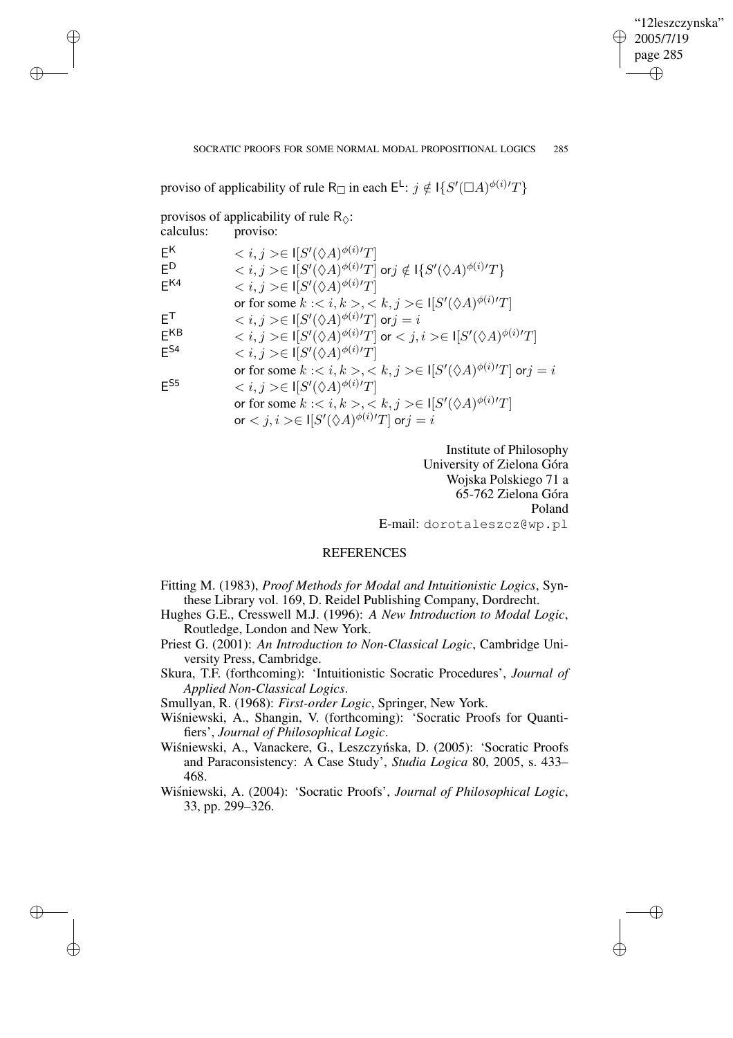proviso of applicability of rule $\mathsf{R}_\Box$ in each $\mathsf{E}^\mathsf{L}$: $j \notin \mathsf{I}\{S'(\Box A)^{\phi(i)\prime}T\}$

provisos of applicability of rule $\mathsf{R}_\Diamond$:

| calculus: | proviso: |
|---|---|
| $\mathsf{E}^\mathsf{K}$ | $<i,j>\in \mathsf{I}[S'(\Diamond A)^{\phi(i)\prime}T]$ |
| $\mathsf{E}^\mathsf{D}$ | $<i,j>\in \mathsf{I}[S'(\Diamond A)^{\phi(i)\prime}T]$ or $j \notin \mathsf{I}\{S'(\Diamond A)^{\phi(i)\prime}T\}$ |
| $\mathsf{E}^\mathsf{K4}$ | $<i,j>\in \mathsf{I}[S'(\Diamond A)^{\phi(i)\prime}T]$ or for some $k :<i,k>, <k,j>\in \mathsf{I}[S'(\Diamond A)^{\phi(i)\prime}T]$ |
| $\mathsf{E}^\mathsf{T}$ | $<i,j>\in \mathsf{I}[S'(\Diamond A)^{\phi(i)\prime}T]$ or $j=i$ |
| $\mathsf{E}^\mathsf{KB}$ | $<i,j>\in \mathsf{I}[S'(\Diamond A)^{\phi(i)\prime}T]$ or $<j,i>\in \mathsf{I}[S'(\Diamond A)^{\phi(i)\prime}T]$ |
| $\mathsf{E}^\mathsf{S4}$ | $<i,j>\in \mathsf{I}[S'(\Diamond A)^{\phi(i)\prime}T]$ or for some $k :<i,k>, <k,j>\in \mathsf{I}[S'(\Diamond A)^{\phi(i)\prime}T]$ or $j=i$ |
| $\mathsf{E}^\mathsf{S5}$ | $<i,j>\in \mathsf{I}[S'(\Diamond A)^{\phi(i)\prime}T]$ or for some $k :<i,k>, <k,j>\in \mathsf{I}[S'(\Diamond A)^{\phi(i)\prime}T]$ or $<j,i>\in \mathsf{I}[S'(\Diamond A)^{\phi(i)\prime}T]$ or $j=i$ |

Institute of Philosophy
University of Zielona Góra
Wojska Polskiego 71 a
65-762 Zielona Góra
Poland
E-mail: dorotaleszcz@wp.pl

## REFERENCES

Fitting M. (1983), *Proof Methods for Modal and Intuitionistic Logics*, Synthese Library vol. 169, D. Reidel Publishing Company, Dordrecht.

Hughes G.E., Cresswell M.J. (1996): *A New Introduction to Modal Logic*, Routledge, London and New York.

Priest G. (2001): *An Introduction to Non-Classical Logic*, Cambridge University Press, Cambridge.

Skura, T.F. (forthcoming): 'Intuitionistic Socratic Procedures', *Journal of Applied Non-Classical Logics*.

Smullyan, R. (1968): *First-order Logic*, Springer, New York.

Wiśniewski, A., Shangin, V. (forthcoming): 'Socratic Proofs for Quantifiers', *Journal of Philosophical Logic*.

Wiśniewski, A., Vanackere, G., Leszczyńska, D. (2005): 'Socratic Proofs and Paraconsistency: A Case Study', *Studia Logica* 80, 2005, s. 433–468.

Wiśniewski, A. (2004): 'Socratic Proofs', *Journal of Philosophical Logic*, 33, pp. 299–326.